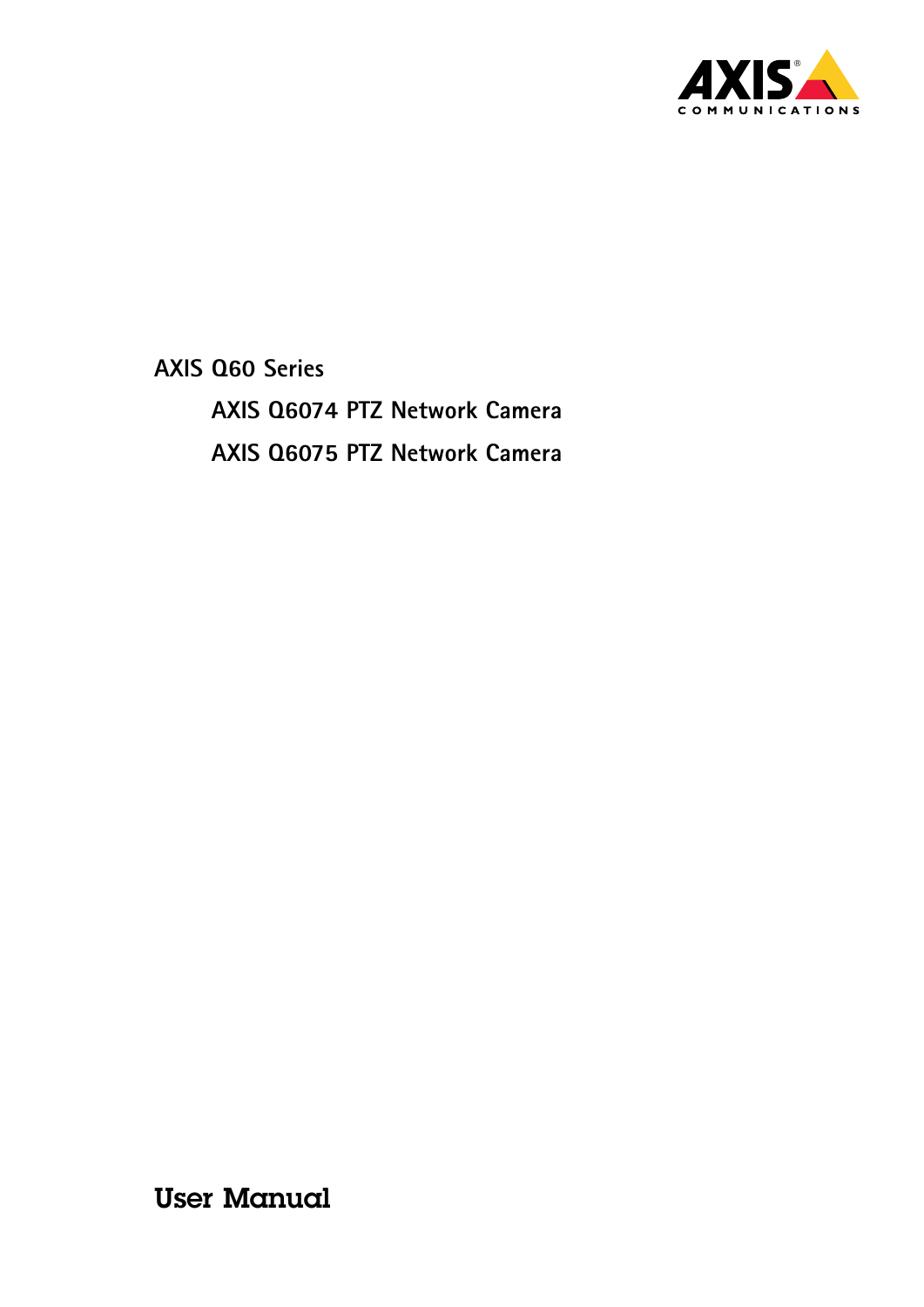AXIS COMMUNICATIONS

# AXIS Q60 Series

## AXIS Q6074 PTZ Network Camera

## AXIS Q6075 PTZ Network Camera

# User Manual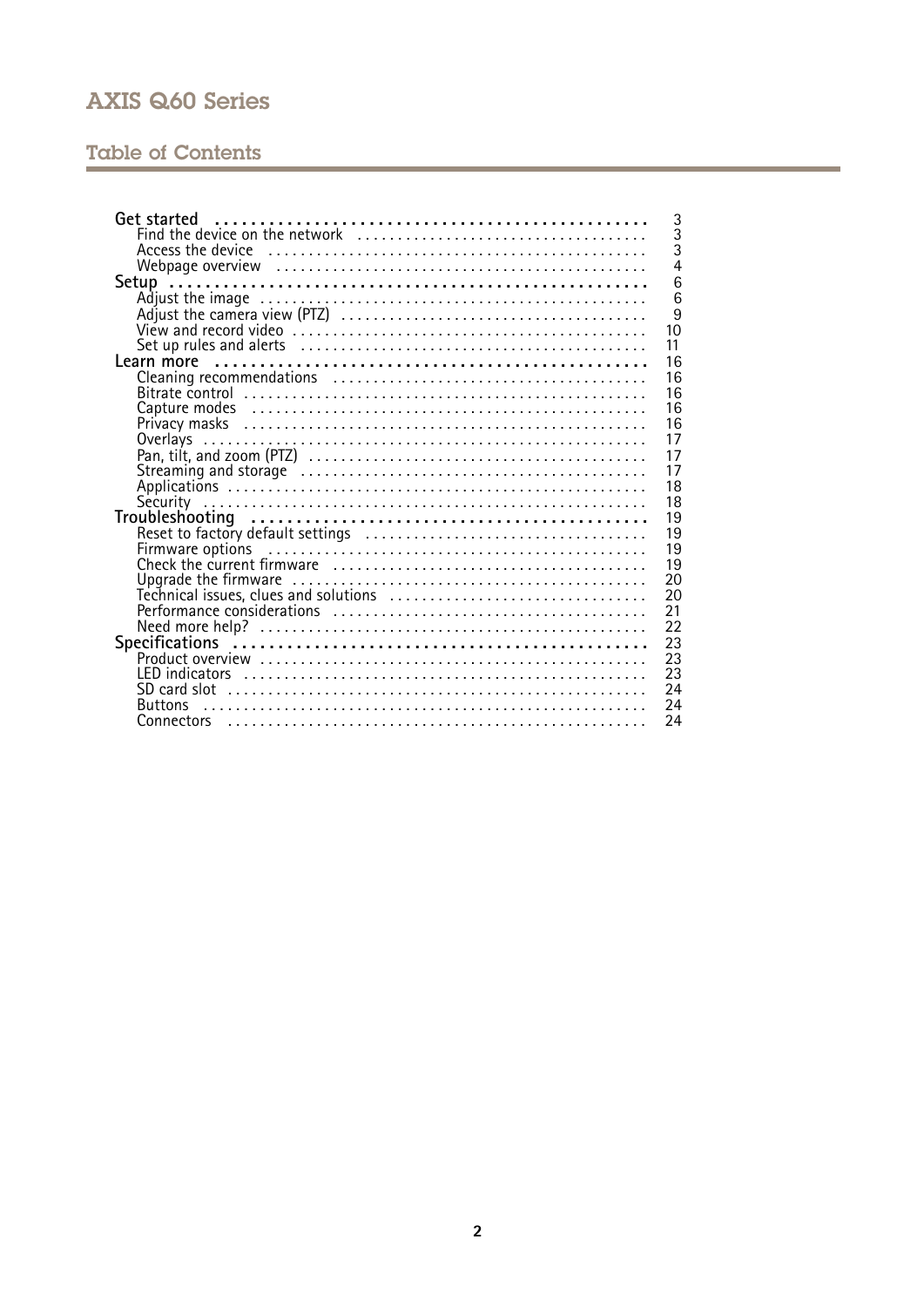## Table of Contents

- **Get started** ... 3
  - Find the device on the network ... 3
  - Access the device ... 3
  - Webpage overview ... 4
- **Setup** ... 6
  - Adjust the image ... 6
  - Adjust the camera view (PTZ) ... 9
  - View and record video ... 10
  - Set up rules and alerts ... 11
- **Learn more** ... 16
  - Cleaning recommendations ... 16
  - Bitrate control ... 16
  - Capture modes ... 16
  - Privacy masks ... 16
  - Overlays ... 17
  - Pan, tilt, and zoom (PTZ) ... 17
  - Streaming and storage ... 17
  - Applications ... 18
  - Security ... 18
- **Troubleshooting** ... 19
  - Reset to factory default settings ... 19
  - Firmware options ... 19
  - Check the current firmware ... 19
  - Upgrade the firmware ... 20
  - Technical issues, clues and solutions ... 20
  - Performance considerations ... 21
  - Need more help? ... 22
- **Specifications** ... 23
  - Product overview ... 23
  - LED indicators ... 23
  - SD card slot ... 24
  - Buttons ... 24
  - Connectors ... 24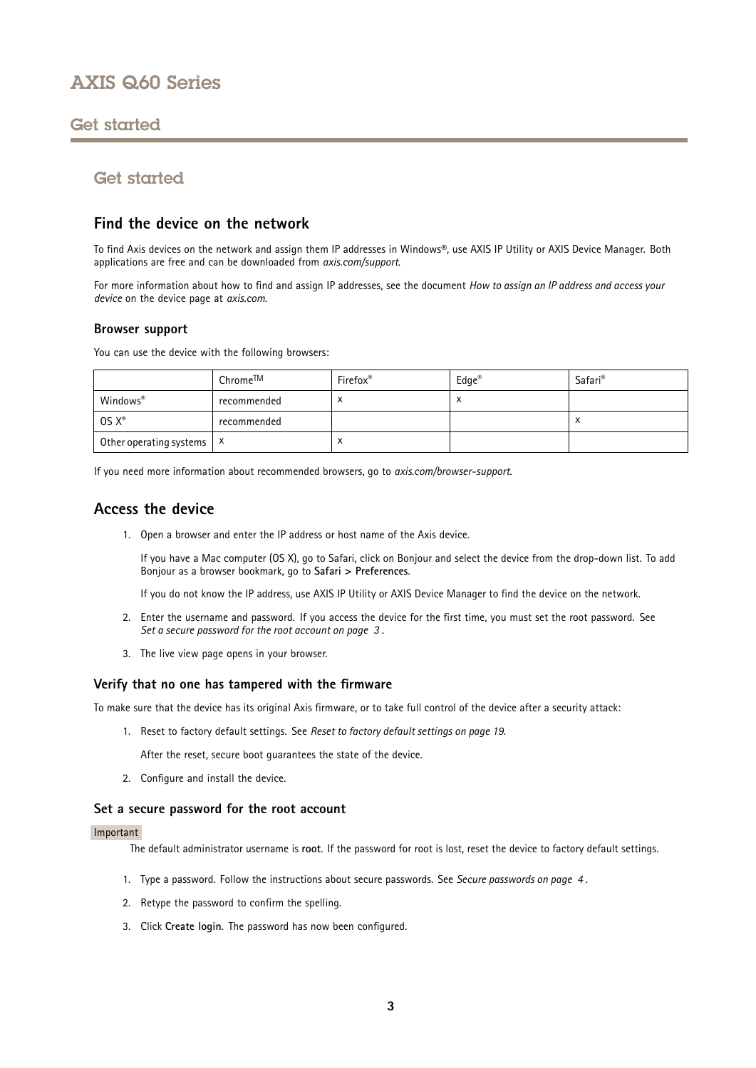# Get started

## Get started

### Find the device on the network

To find Axis devices on the network and assign them IP addresses in Windows®, use AXIS IP Utility or AXIS Device Manager. Both applications are free and can be downloaded from *axis.com/support*.

For more information about how to find and assign IP addresses, see the document *How to assign an IP address and access your device* on the device page at *axis.com*.

#### Browser support

You can use the device with the following browsers:

| | Chrome™ | Firefox® | Edge® | Safari® |
|---|---|---|---|---|
| Windows® | recommended | x | x | |
| OS X® | recommended | | | x |
| Other operating systems | x | x | | |

If you need more information about recommended browsers, go to *axis.com/browser-support*.

### Access the device

1. Open a browser and enter the IP address or host name of the Axis device.

   If you have a Mac computer (OS X), go to Safari, click on Bonjour and select the device from the drop-down list. To add Bonjour as a browser bookmark, go to **Safari > Preferences**.

   If you do not know the IP address, use AXIS IP Utility or AXIS Device Manager to find the device on the network.

2. Enter the username and password. If you access the device for the first time, you must set the root password. See *Set a secure password for the root account on page 3* .

3. The live view page opens in your browser.

#### Verify that no one has tampered with the firmware

To make sure that the device has its original Axis firmware, or to take full control of the device after a security attack:

1. Reset to factory default settings. See *Reset to factory default settings on page 19*.

   After the reset, secure boot guarantees the state of the device.

2. Configure and install the device.

#### Set a secure password for the root account

Important

The default administrator username is **root**. If the password for root is lost, reset the device to factory default settings.

1. Type a password. Follow the instructions about secure passwords. See *Secure passwords on page 4* .
2. Retype the password to confirm the spelling.
3. Click **Create login**. The password has now been configured.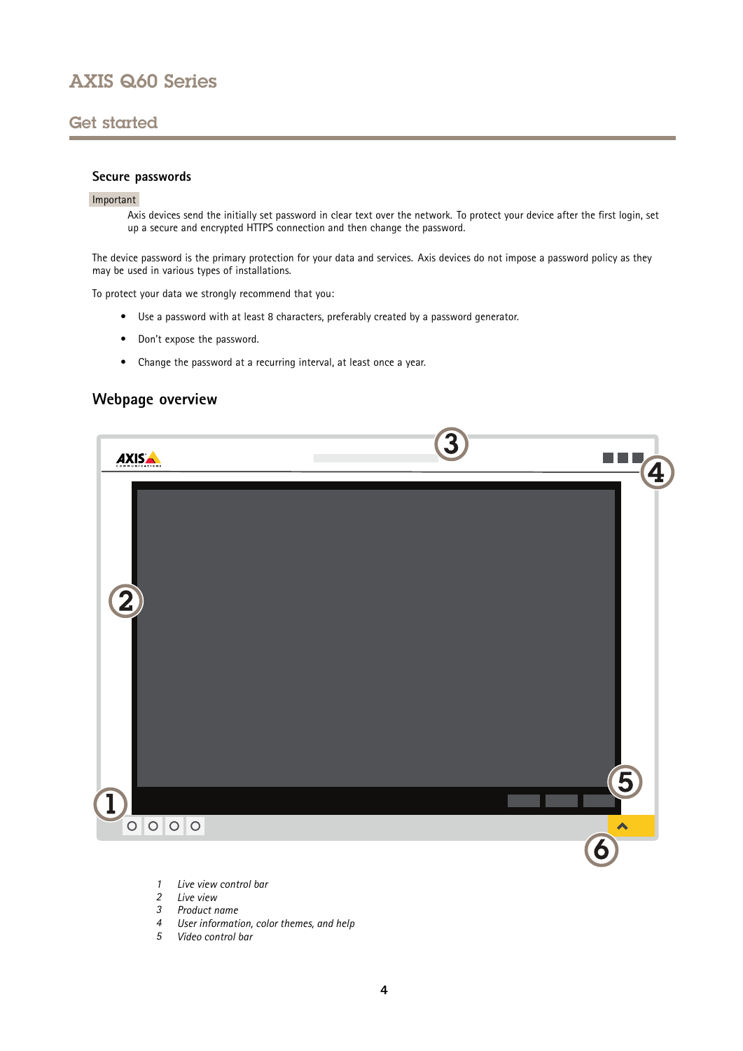## Secure passwords

Important

Axis devices send the initially set password in clear text over the network. To protect your device after the first login, set up a secure and encrypted HTTPS connection and then change the password.

The device password is the primary protection for your data and services. Axis devices do not impose a password policy as they may be used in various types of installations.

To protect your data we strongly recommend that you:

- Use a password with at least 8 characters, preferably created by a password generator.
- Don't expose the password.
- Change the password at a recurring interval, at least once a year.

## Webpage overview

1. *Live view control bar*
2. *Live view*
3. *Product name*
4. *User information, color themes, and help*
5. *Video control bar*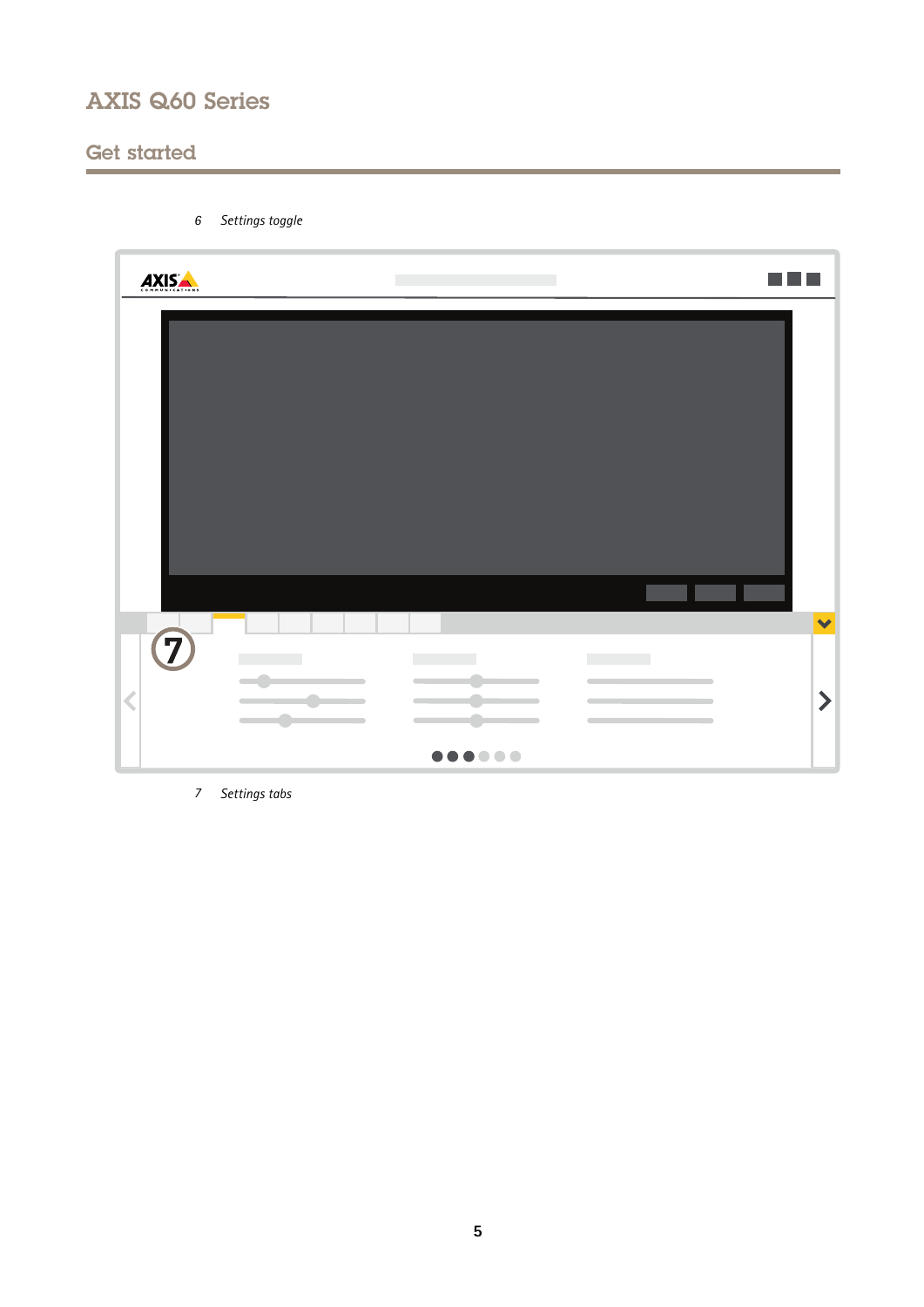6 *Settings toggle*

7 *Settings tabs*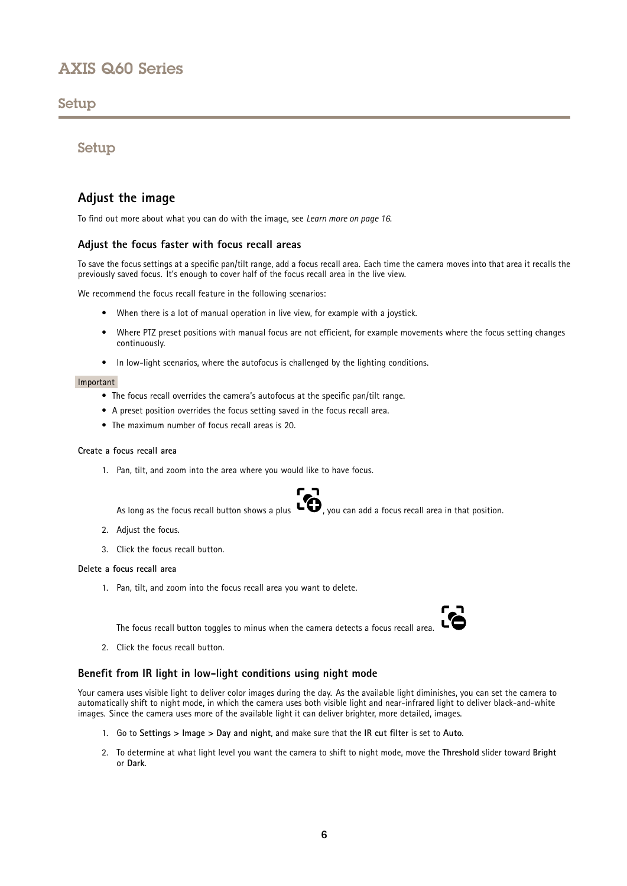# Setup

## Setup

### Adjust the image

To find out more about what you can do with the image, see *Learn more on page 16*.

#### Adjust the focus faster with focus recall areas

To save the focus settings at a specific pan/tilt range, add a focus recall area. Each time the camera moves into that area it recalls the previously saved focus. It's enough to cover half of the focus recall area in the live view.

We recommend the focus recall feature in the following scenarios:

- When there is a lot of manual operation in live view, for example with a joystick.
- Where PTZ preset positions with manual focus are not efficient, for example movements where the focus setting changes continuously.
- In low-light scenarios, where the autofocus is challenged by the lighting conditions.

Important

- The focus recall overrides the camera's autofocus at the specific pan/tilt range.
- A preset position overrides the focus setting saved in the focus recall area.
- The maximum number of focus recall areas is 20.

**Create a focus recall area**

1. Pan, tilt, and zoom into the area where you would like to have focus.

   As long as the focus recall button shows a plus, you can add a focus recall area in that position.

2. Adjust the focus.
3. Click the focus recall button.

**Delete a focus recall area**

1. Pan, tilt, and zoom into the focus recall area you want to delete.

   The focus recall button toggles to minus when the camera detects a focus recall area.

2. Click the focus recall button.

#### Benefit from IR light in low-light conditions using night mode

Your camera uses visible light to deliver color images during the day. As the available light diminishes, you can set the camera to automatically shift to night mode, in which the camera uses both visible light and near-infrared light to deliver black-and-white images. Since the camera uses more of the available light it can deliver brighter, more detailed, images.

1. Go to **Settings > Image > Day and night**, and make sure that the **IR cut filter** is set to **Auto**.
2. To determine at what light level you want the camera to shift to night mode, move the **Threshold** slider toward **Bright** or **Dark**.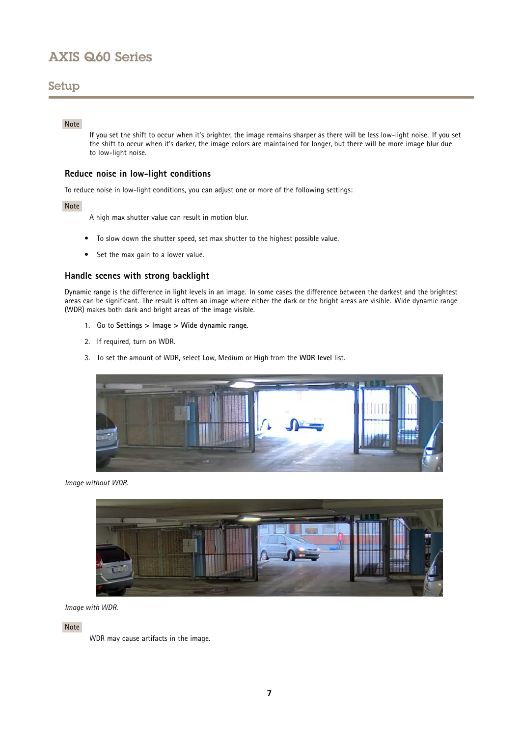Note

If you set the shift to occur when it's brighter, the image remains sharper as there will be less low-light noise. If you set the shift to occur when it's darker, the image colors are maintained for longer, but there will be more image blur due to low-light noise.

### Reduce noise in low-light conditions

To reduce noise in low-light conditions, you can adjust one or more of the following settings:

Note

A high max shutter value can result in motion blur.

- To slow down the shutter speed, set max shutter to the highest possible value.
- Set the max gain to a lower value.

### Handle scenes with strong backlight

Dynamic range is the difference in light levels in an image. In some cases the difference between the darkest and the brightest areas can be significant. The result is often an image where either the dark or the bright areas are visible. Wide dynamic range (WDR) makes both dark and bright areas of the image visible.

1. Go to **Settings > Image > Wide dynamic range**.
2. If required, turn on WDR.
3. To set the amount of WDR, select Low, Medium or High from the **WDR level** list.

*Image without WDR.*

*Image with WDR.*

Note

WDR may cause artifacts in the image.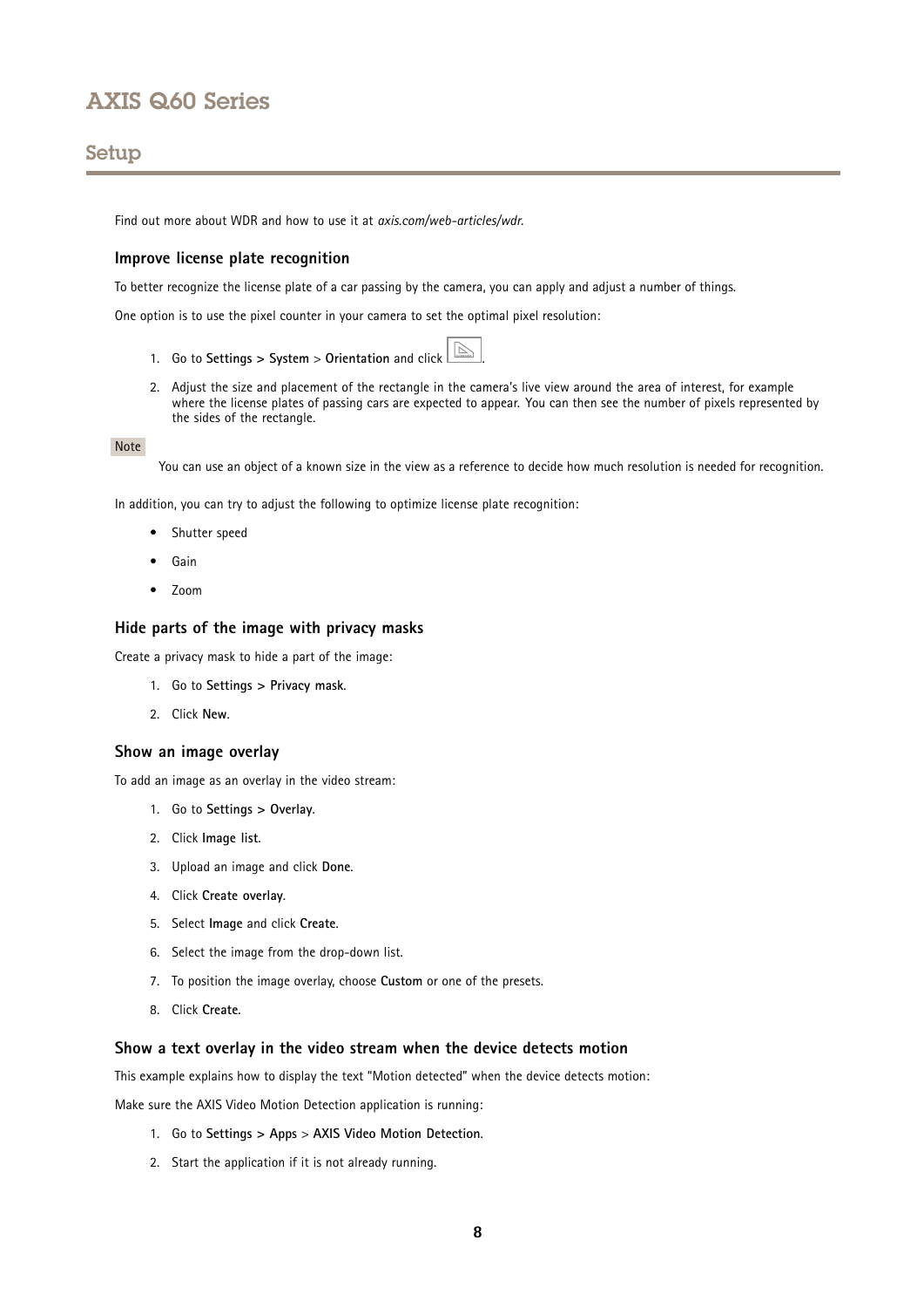Find out more about WDR and how to use it at *axis.com/web-articles/wdr*.

### Improve license plate recognition

To better recognize the license plate of a car passing by the camera, you can apply and adjust a number of things.

One option is to use the pixel counter in your camera to set the optimal pixel resolution:

1. Go to **Settings > System** > **Orientation** and click .
2. Adjust the size and placement of the rectangle in the camera's live view around the area of interest, for example where the license plates of passing cars are expected to appear. You can then see the number of pixels represented by the sides of the rectangle.

Note

You can use an object of a known size in the view as a reference to decide how much resolution is needed for recognition.

In addition, you can try to adjust the following to optimize license plate recognition:

- Shutter speed
- Gain
- Zoom

### Hide parts of the image with privacy masks

Create a privacy mask to hide a part of the image:

1. Go to **Settings > Privacy mask**.
2. Click **New**.

### Show an image overlay

To add an image as an overlay in the video stream:

1. Go to **Settings > Overlay**.
2. Click **Image list**.
3. Upload an image and click **Done**.
4. Click **Create overlay**.
5. Select **Image** and click **Create**.
6. Select the image from the drop-down list.
7. To position the image overlay, choose **Custom** or one of the presets.
8. Click **Create**.

### Show a text overlay in the video stream when the device detects motion

This example explains how to display the text "Motion detected" when the device detects motion:

Make sure the AXIS Video Motion Detection application is running:

1. Go to **Settings > Apps** > **AXIS Video Motion Detection**.
2. Start the application if it is not already running.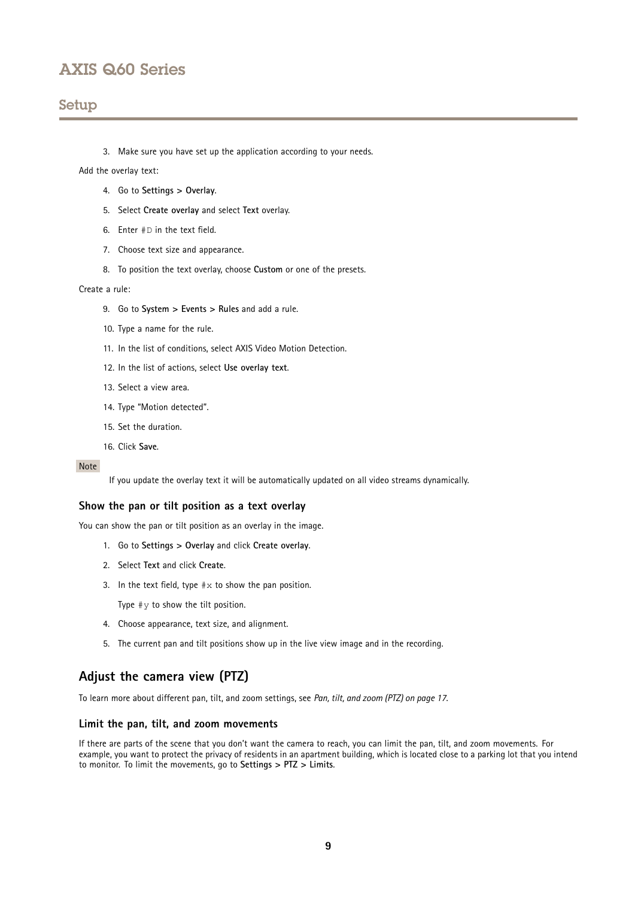3. Make sure you have set up the application according to your needs.

Add the overlay text:

4. Go to **Settings > Overlay**.
5. Select **Create overlay** and select **Text** overlay.
6. Enter `#D` in the text field.
7. Choose text size and appearance.
8. To position the text overlay, choose **Custom** or one of the presets.

Create a rule:

9. Go to **System > Events > Rules** and add a rule.
10. Type a name for the rule.
11. In the list of conditions, select AXIS Video Motion Detection.
12. In the list of actions, select **Use overlay text**.
13. Select a view area.
14. Type "Motion detected".
15. Set the duration.
16. Click **Save**.

Note

If you update the overlay text it will be automatically updated on all video streams dynamically.

### Show the pan or tilt position as a text overlay

You can show the pan or tilt position as an overlay in the image.

1. Go to **Settings > Overlay** and click **Create overlay**.
2. Select **Text** and click **Create**.
3. In the text field, type `#x` to show the pan position.

   Type `#y` to show the tilt position.
4. Choose appearance, text size, and alignment.
5. The current pan and tilt positions show up in the live view image and in the recording.

## Adjust the camera view (PTZ)

To learn more about different pan, tilt, and zoom settings, see *Pan, tilt, and zoom (PTZ) on page 17*.

### Limit the pan, tilt, and zoom movements

If there are parts of the scene that you don't want the camera to reach, you can limit the pan, tilt, and zoom movements. For example, you want to protect the privacy of residents in an apartment building, which is located close to a parking lot that you intend to monitor. To limit the movements, go to **Settings > PTZ > Limits**.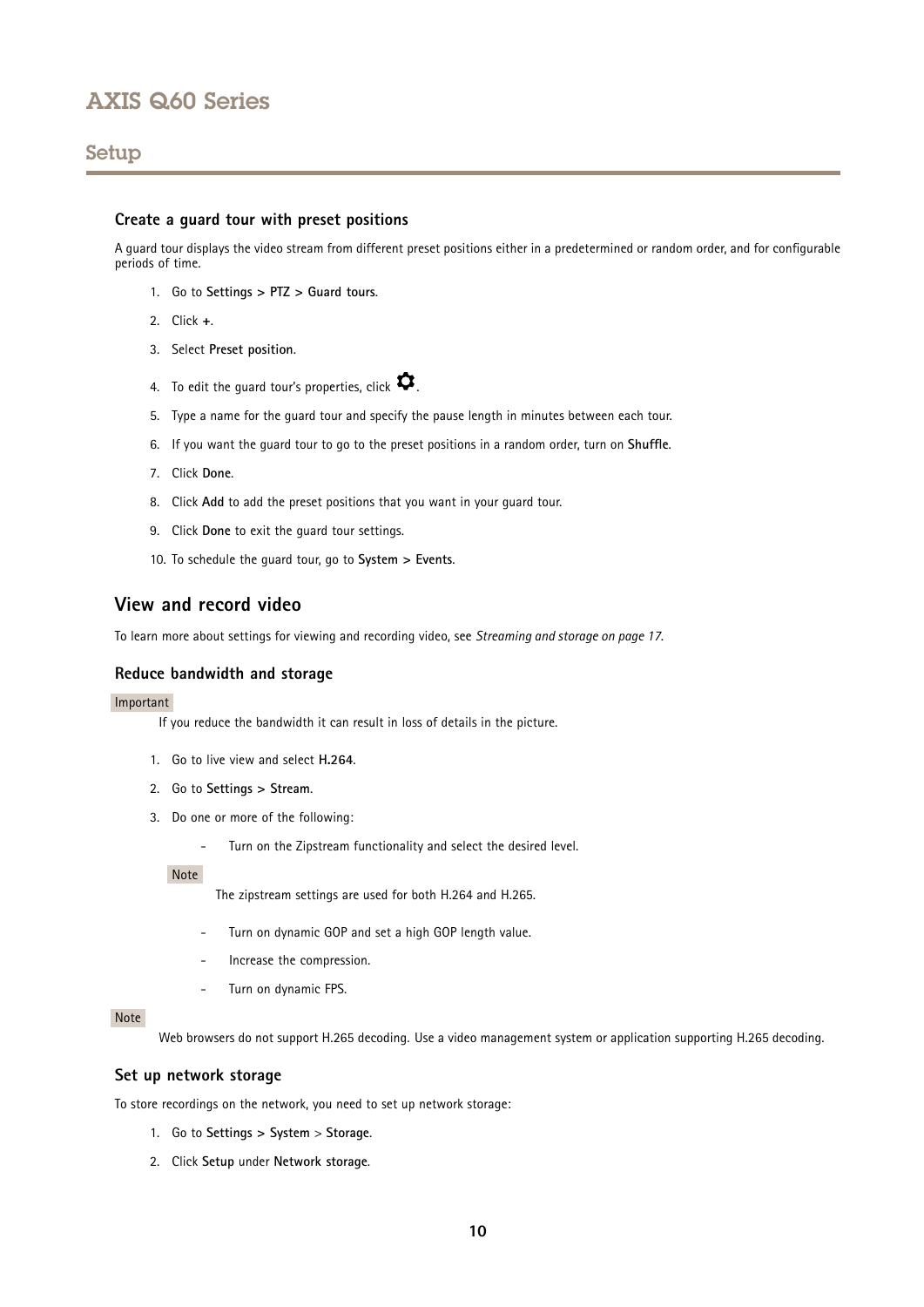### Create a guard tour with preset positions

A guard tour displays the video stream from different preset positions either in a predetermined or random order, and for configurable periods of time.

1. Go to **Settings > PTZ > Guard tours**.
2. Click **+**.
3. Select **Preset position**.
4. To edit the guard tour's properties, click ⚙.
5. Type a name for the guard tour and specify the pause length in minutes between each tour.
6. If you want the guard tour to go to the preset positions in a random order, turn on **Shuffle**.
7. Click **Done**.
8. Click **Add** to add the preset positions that you want in your guard tour.
9. Click **Done** to exit the guard tour settings.
10. To schedule the guard tour, go to **System > Events**.

## View and record video

To learn more about settings for viewing and recording video, see *Streaming and storage on page 17*.

### Reduce bandwidth and storage

Important

If you reduce the bandwidth it can result in loss of details in the picture.

1. Go to live view and select **H.264**.
2. Go to **Settings > Stream**.
3. Do one or more of the following:
   - Turn on the Zipstream functionality and select the desired level.

   Note

   The zipstream settings are used for both H.264 and H.265.

   - Turn on dynamic GOP and set a high GOP length value.
   - Increase the compression.
   - Turn on dynamic FPS.

Note

Web browsers do not support H.265 decoding. Use a video management system or application supporting H.265 decoding.

### Set up network storage

To store recordings on the network, you need to set up network storage:

1. Go to **Settings > System** > **Storage**.
2. Click **Setup** under **Network storage**.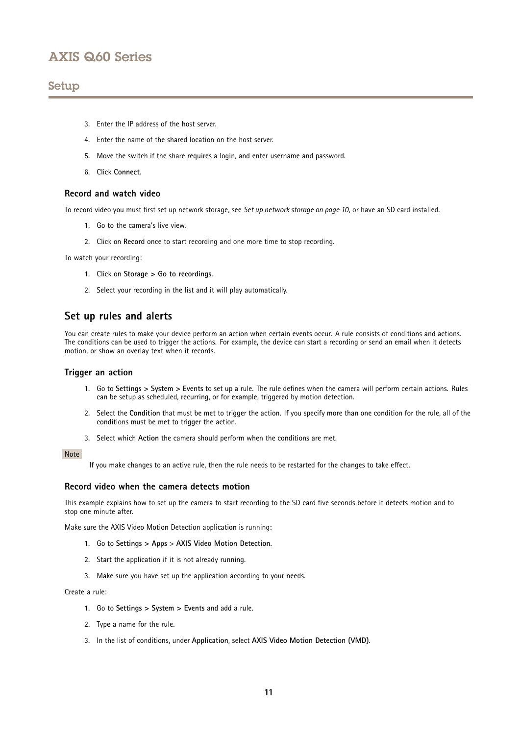3. Enter the IP address of the host server.
4. Enter the name of the shared location on the host server.
5. Move the switch if the share requires a login, and enter username and password.
6. Click **Connect**.

### Record and watch video

To record video you must first set up network storage, see *Set up network storage on page 10*, or have an SD card installed.

1. Go to the camera's live view.
2. Click on **Record** once to start recording and one more time to stop recording.

To watch your recording:

1. Click on **Storage > Go to recordings**.
2. Select your recording in the list and it will play automatically.

## Set up rules and alerts

You can create rules to make your device perform an action when certain events occur. A rule consists of conditions and actions. The conditions can be used to trigger the actions. For example, the device can start a recording or send an email when it detects motion, or show an overlay text when it records.

### Trigger an action

1. Go to **Settings > System > Events** to set up a rule. The rule defines when the camera will perform certain actions. Rules can be setup as scheduled, recurring, or for example, triggered by motion detection.
2. Select the **Condition** that must be met to trigger the action. If you specify more than one condition for the rule, all of the conditions must be met to trigger the action.
3. Select which **Action** the camera should perform when the conditions are met.

Note

If you make changes to an active rule, then the rule needs to be restarted for the changes to take effect.

### Record video when the camera detects motion

This example explains how to set up the camera to start recording to the SD card five seconds before it detects motion and to stop one minute after.

Make sure the AXIS Video Motion Detection application is running:

1. Go to **Settings > Apps** > **AXIS Video Motion Detection**.
2. Start the application if it is not already running.
3. Make sure you have set up the application according to your needs.

Create a rule:

1. Go to **Settings > System > Events** and add a rule.
2. Type a name for the rule.
3. In the list of conditions, under **Application**, select **AXIS Video Motion Detection (VMD)**.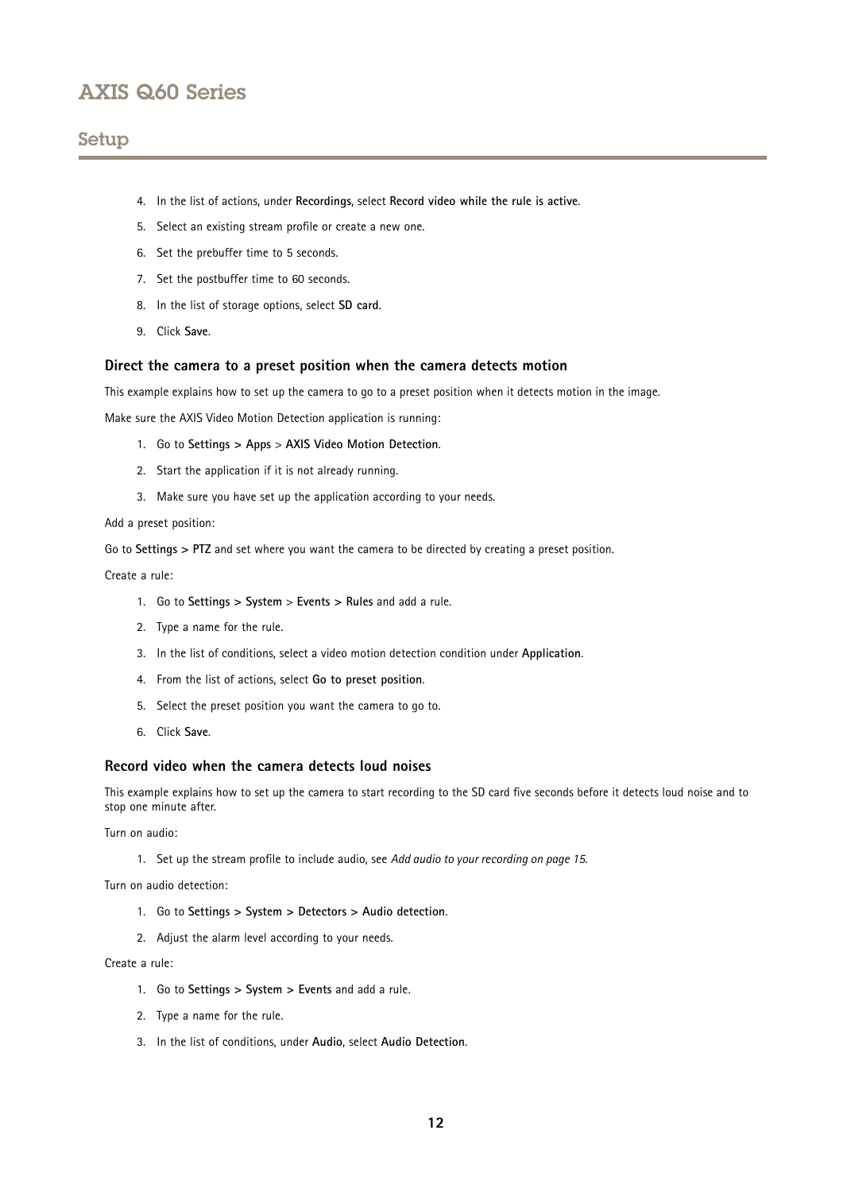4. In the list of actions, under **Recordings**, select **Record video while the rule is active**.
5. Select an existing stream profile or create a new one.
6. Set the prebuffer time to 5 seconds.
7. Set the postbuffer time to 60 seconds.
8. In the list of storage options, select **SD card**.
9. Click **Save**.

### Direct the camera to a preset position when the camera detects motion

This example explains how to set up the camera to go to a preset position when it detects motion in the image.

Make sure the AXIS Video Motion Detection application is running:

1. Go to **Settings > Apps** > **AXIS Video Motion Detection**.
2. Start the application if it is not already running.
3. Make sure you have set up the application according to your needs.

Add a preset position:

Go to **Settings > PTZ** and set where you want the camera to be directed by creating a preset position.

Create a rule:

1. Go to **Settings > System** > **Events > Rules** and add a rule.
2. Type a name for the rule.
3. In the list of conditions, select a video motion detection condition under **Application**.
4. From the list of actions, select **Go to preset position**.
5. Select the preset position you want the camera to go to.
6. Click **Save**.

### Record video when the camera detects loud noises

This example explains how to set up the camera to start recording to the SD card five seconds before it detects loud noise and to stop one minute after.

Turn on audio:

1. Set up the stream profile to include audio, see *Add audio to your recording on page 15*.

Turn on audio detection:

1. Go to **Settings > System > Detectors > Audio detection**.
2. Adjust the alarm level according to your needs.

Create a rule:

1. Go to **Settings > System > Events** and add a rule.
2. Type a name for the rule.
3. In the list of conditions, under **Audio**, select **Audio Detection**.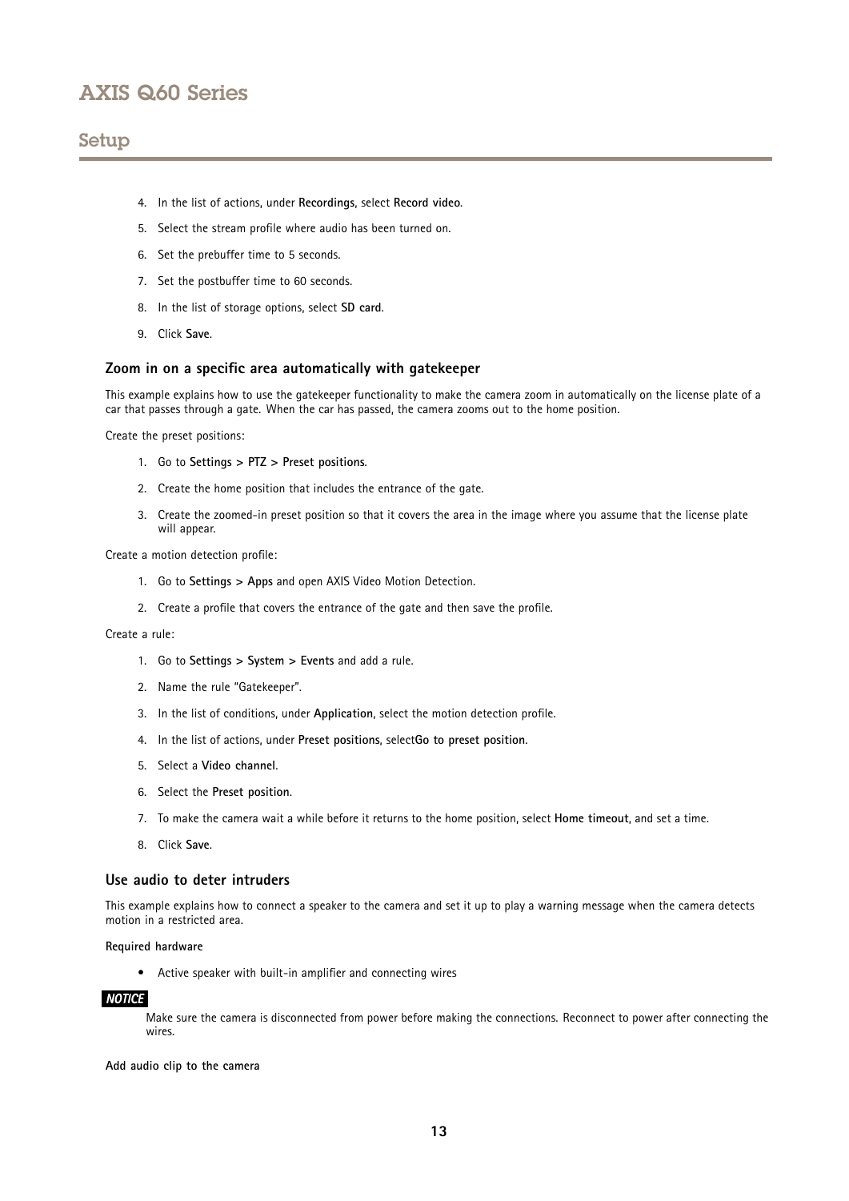4. In the list of actions, under **Recordings**, select **Record video**.
5. Select the stream profile where audio has been turned on.
6. Set the prebuffer time to 5 seconds.
7. Set the postbuffer time to 60 seconds.
8. In the list of storage options, select **SD card**.
9. Click **Save**.

### Zoom in on a specific area automatically with gatekeeper

This example explains how to use the gatekeeper functionality to make the camera zoom in automatically on the license plate of a car that passes through a gate. When the car has passed, the camera zooms out to the home position.

Create the preset positions:

1. Go to **Settings > PTZ > Preset positions**.
2. Create the home position that includes the entrance of the gate.
3. Create the zoomed-in preset position so that it covers the area in the image where you assume that the license plate will appear.

Create a motion detection profile:

1. Go to **Settings > Apps** and open AXIS Video Motion Detection.
2. Create a profile that covers the entrance of the gate and then save the profile.

Create a rule:

1. Go to **Settings > System > Events** and add a rule.
2. Name the rule "Gatekeeper".
3. In the list of conditions, under **Application**, select the motion detection profile.
4. In the list of actions, under **Preset positions**, select**Go to preset position**.
5. Select a **Video channel**.
6. Select the **Preset position**.
7. To make the camera wait a while before it returns to the home position, select **Home timeout**, and set a time.
8. Click **Save**.

### Use audio to deter intruders

This example explains how to connect a speaker to the camera and set it up to play a warning message when the camera detects motion in a restricted area.

**Required hardware**

- Active speaker with built-in amplifier and connecting wires

***NOTICE***

Make sure the camera is disconnected from power before making the connections. Reconnect to power after connecting the wires.

**Add audio clip to the camera**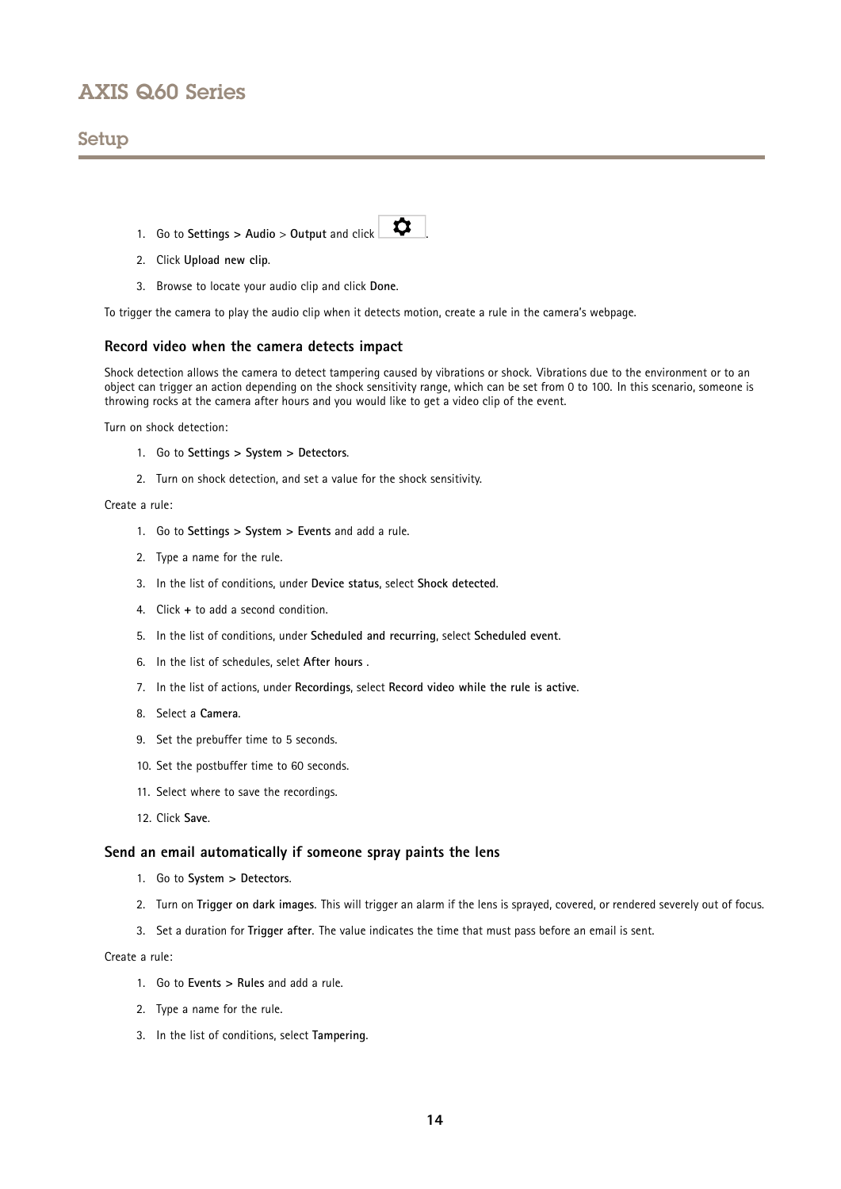1. Go to **Settings > Audio** > **Output** and click ⚙.
2. Click **Upload new clip**.
3. Browse to locate your audio clip and click **Done**.

To trigger the camera to play the audio clip when it detects motion, create a rule in the camera's webpage.

### Record video when the camera detects impact

Shock detection allows the camera to detect tampering caused by vibrations or shock. Vibrations due to the environment or to an object can trigger an action depending on the shock sensitivity range, which can be set from 0 to 100. In this scenario, someone is throwing rocks at the camera after hours and you would like to get a video clip of the event.

Turn on shock detection:

1. Go to **Settings > System > Detectors**.
2. Turn on shock detection, and set a value for the shock sensitivity.

Create a rule:

1. Go to **Settings > System > Events** and add a rule.
2. Type a name for the rule.
3. In the list of conditions, under **Device status**, select **Shock detected**.
4. Click **+** to add a second condition.
5. In the list of conditions, under **Scheduled and recurring**, select **Scheduled event**.
6. In the list of schedules, selet **After hours** .
7. In the list of actions, under **Recordings**, select **Record video while the rule is active**.
8. Select a **Camera**.
9. Set the prebuffer time to 5 seconds.
10. Set the postbuffer time to 60 seconds.
11. Select where to save the recordings.
12. Click **Save**.

### Send an email automatically if someone spray paints the lens

1. Go to **System > Detectors**.
2. Turn on **Trigger on dark images**. This will trigger an alarm if the lens is sprayed, covered, or rendered severely out of focus.
3. Set a duration for **Trigger after**. The value indicates the time that must pass before an email is sent.

Create a rule:

1. Go to **Events > Rules** and add a rule.
2. Type a name for the rule.
3. In the list of conditions, select **Tampering**.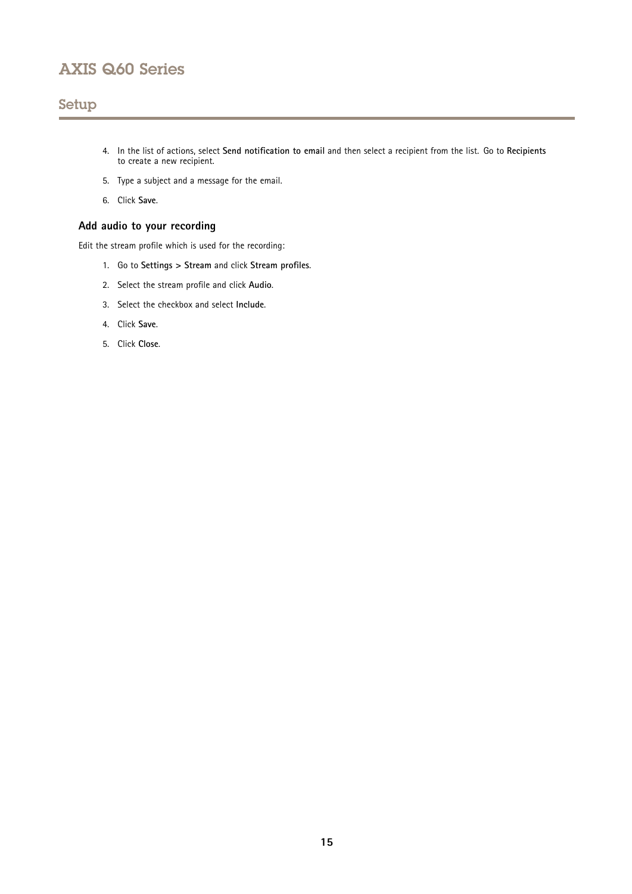4. In the list of actions, select **Send notification to email** and then select a recipient from the list. Go to **Recipients** to create a new recipient.

5. Type a subject and a message for the email.

6. Click **Save**.

### Add audio to your recording

Edit the stream profile which is used for the recording:

1. Go to **Settings > Stream** and click **Stream profiles**.

2. Select the stream profile and click **Audio**.

3. Select the checkbox and select **Include**.

4. Click **Save**.

5. Click **Close**.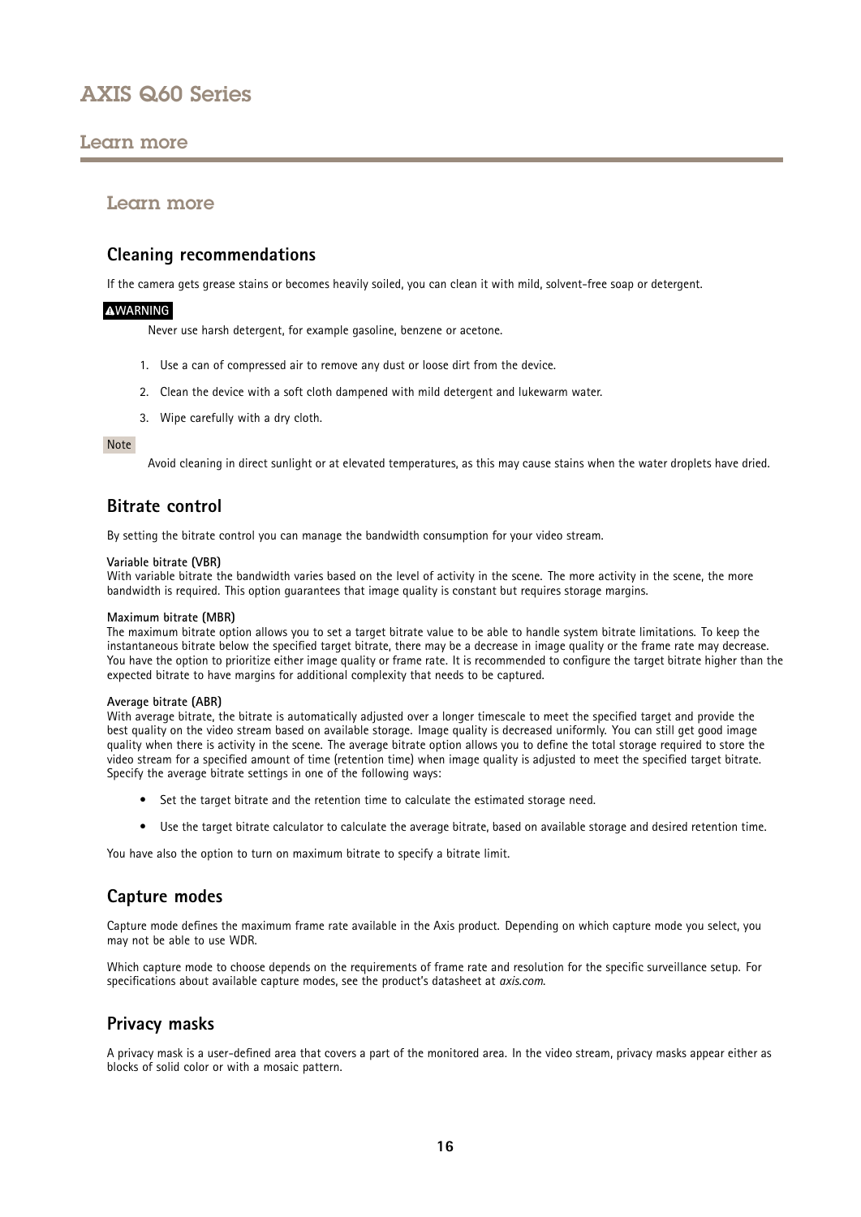## Learn more

### Cleaning recommendations

If the camera gets grease stains or becomes heavily soiled, you can clean it with mild, solvent-free soap or detergent.

**⚠WARNING**

Never use harsh detergent, for example gasoline, benzene or acetone.

1. Use a can of compressed air to remove any dust or loose dirt from the device.
2. Clean the device with a soft cloth dampened with mild detergent and lukewarm water.
3. Wipe carefully with a dry cloth.

**Note**

Avoid cleaning in direct sunlight or at elevated temperatures, as this may cause stains when the water droplets have dried.

### Bitrate control

By setting the bitrate control you can manage the bandwidth consumption for your video stream.

**Variable bitrate (VBR)**
With variable bitrate the bandwidth varies based on the level of activity in the scene. The more activity in the scene, the more bandwidth is required. This option guarantees that image quality is constant but requires storage margins.

**Maximum bitrate (MBR)**
The maximum bitrate option allows you to set a target bitrate value to be able to handle system bitrate limitations. To keep the instantaneous bitrate below the specified target bitrate, there may be a decrease in image quality or the frame rate may decrease. You have the option to prioritize either image quality or frame rate. It is recommended to configure the target bitrate higher than the expected bitrate to have margins for additional complexity that needs to be captured.

**Average bitrate (ABR)**
With average bitrate, the bitrate is automatically adjusted over a longer timescale to meet the specified target and provide the best quality on the video stream based on available storage. Image quality is decreased uniformly. You can still get good image quality when there is activity in the scene. The average bitrate option allows you to define the total storage required to store the video stream for a specified amount of time (retention time) when image quality is adjusted to meet the specified target bitrate. Specify the average bitrate settings in one of the following ways:

- Set the target bitrate and the retention time to calculate the estimated storage need.
- Use the target bitrate calculator to calculate the average bitrate, based on available storage and desired retention time.

You have also the option to turn on maximum bitrate to specify a bitrate limit.

### Capture modes

Capture mode defines the maximum frame rate available in the Axis product. Depending on which capture mode you select, you may not be able to use WDR.

Which capture mode to choose depends on the requirements of frame rate and resolution for the specific surveillance setup. For specifications about available capture modes, see the product's datasheet at *axis.com*.

### Privacy masks

A privacy mask is a user-defined area that covers a part of the monitored area. In the video stream, privacy masks appear either as blocks of solid color or with a mosaic pattern.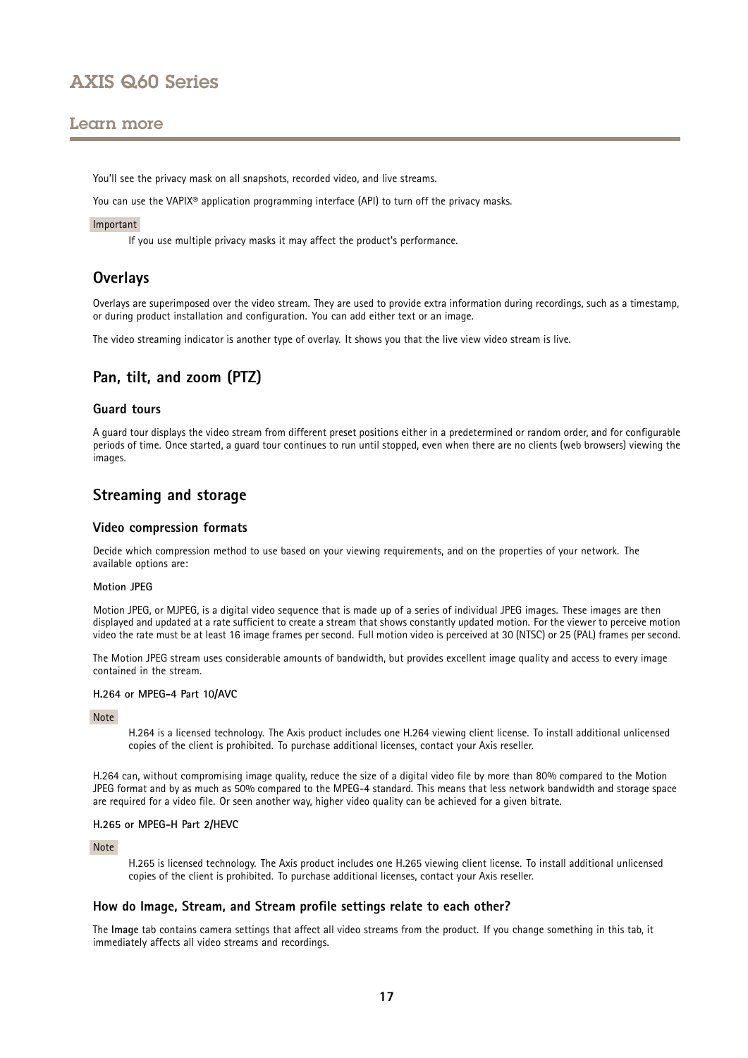You'll see the privacy mask on all snapshots, recorded video, and live streams.

You can use the VAPIX® application programming interface (API) to turn off the privacy masks.

Important

If you use multiple privacy masks it may affect the product's performance.

## Overlays

Overlays are superimposed over the video stream. They are used to provide extra information during recordings, such as a timestamp, or during product installation and configuration. You can add either text or an image.

The video streaming indicator is another type of overlay. It shows you that the live view video stream is live.

## Pan, tilt, and zoom (PTZ)

### Guard tours

A guard tour displays the video stream from different preset positions either in a predetermined or random order, and for configurable periods of time. Once started, a guard tour continues to run until stopped, even when there are no clients (web browsers) viewing the images.

## Streaming and storage

### Video compression formats

Decide which compression method to use based on your viewing requirements, and on the properties of your network. The available options are:

**Motion JPEG**

Motion JPEG, or MJPEG, is a digital video sequence that is made up of a series of individual JPEG images. These images are then displayed and updated at a rate sufficient to create a stream that shows constantly updated motion. For the viewer to perceive motion video the rate must be at least 16 image frames per second. Full motion video is perceived at 30 (NTSC) or 25 (PAL) frames per second.

The Motion JPEG stream uses considerable amounts of bandwidth, but provides excellent image quality and access to every image contained in the stream.

**H.264 or MPEG-4 Part 10/AVC**

Note

H.264 is a licensed technology. The Axis product includes one H.264 viewing client license. To install additional unlicensed copies of the client is prohibited. To purchase additional licenses, contact your Axis reseller.

H.264 can, without compromising image quality, reduce the size of a digital video file by more than 80% compared to the Motion JPEG format and by as much as 50% compared to the MPEG-4 standard. This means that less network bandwidth and storage space are required for a video file. Or seen another way, higher video quality can be achieved for a given bitrate.

**H.265 or MPEG-H Part 2/HEVC**

Note

H.265 is licensed technology. The Axis product includes one H.265 viewing client license. To install additional unlicensed copies of the client is prohibited. To purchase additional licenses, contact your Axis reseller.

### How do Image, Stream, and Stream profile settings relate to each other?

The **Image** tab contains camera settings that affect all video streams from the product. If you change something in this tab, it immediately affects all video streams and recordings.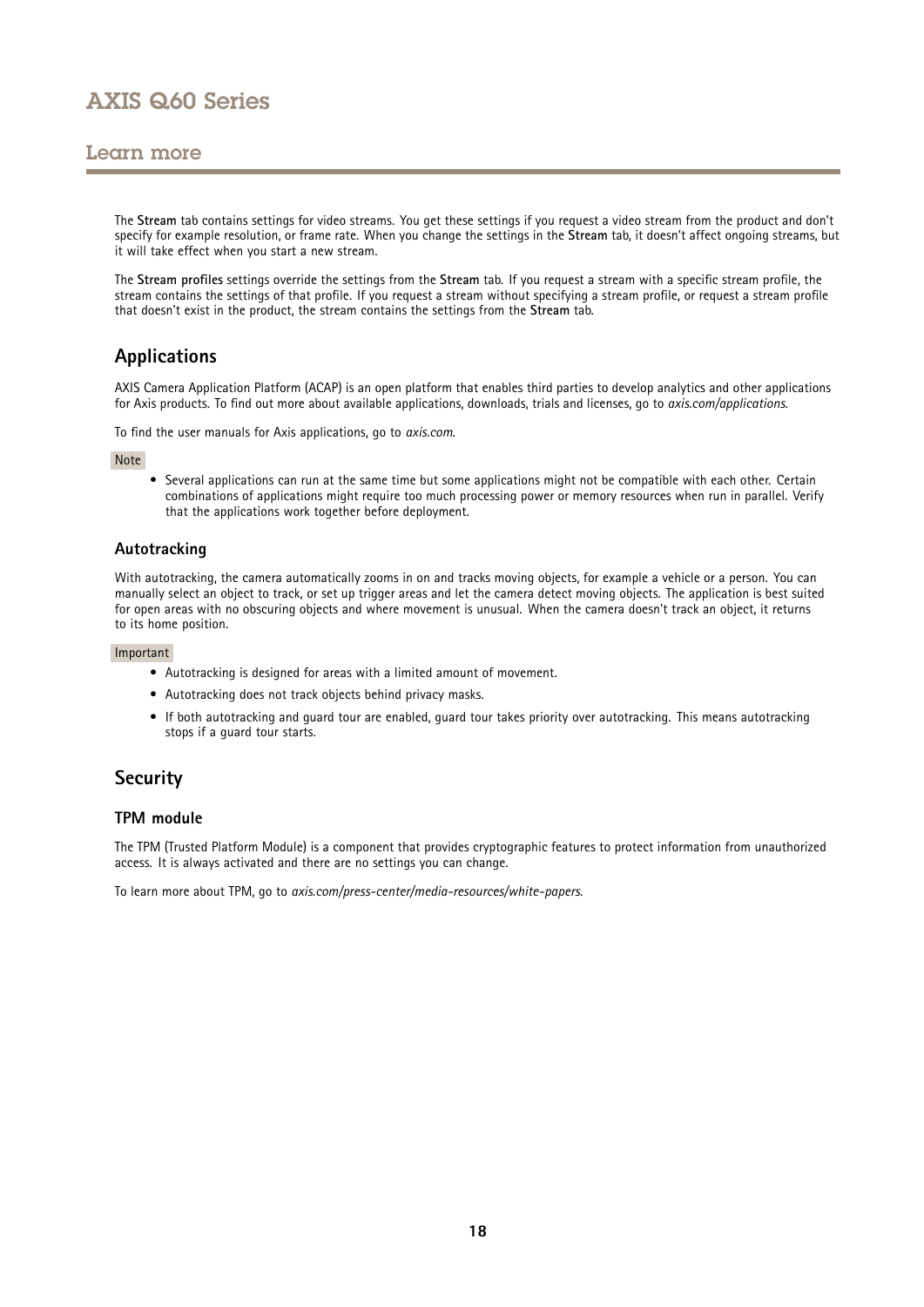The **Stream** tab contains settings for video streams. You get these settings if you request a video stream from the product and don't specify for example resolution, or frame rate. When you change the settings in the **Stream** tab, it doesn't affect ongoing streams, but it will take effect when you start a new stream.

The **Stream profiles** settings override the settings from the **Stream** tab. If you request a stream with a specific stream profile, the stream contains the settings of that profile. If you request a stream without specifying a stream profile, or request a stream profile that doesn't exist in the product, the stream contains the settings from the **Stream** tab.

## Applications

AXIS Camera Application Platform (ACAP) is an open platform that enables third parties to develop analytics and other applications for Axis products. To find out more about available applications, downloads, trials and licenses, go to *axis.com/applications*.

To find the user manuals for Axis applications, go to *axis.com*.

Note

- Several applications can run at the same time but some applications might not be compatible with each other. Certain combinations of applications might require too much processing power or memory resources when run in parallel. Verify that the applications work together before deployment.

### Autotracking

With autotracking, the camera automatically zooms in on and tracks moving objects, for example a vehicle or a person. You can manually select an object to track, or set up trigger areas and let the camera detect moving objects. The application is best suited for open areas with no obscuring objects and where movement is unusual. When the camera doesn't track an object, it returns to its home position.

Important

- Autotracking is designed for areas with a limited amount of movement.
- Autotracking does not track objects behind privacy masks.
- If both autotracking and guard tour are enabled, guard tour takes priority over autotracking. This means autotracking stops if a guard tour starts.

## Security

### TPM module

The TPM (Trusted Platform Module) is a component that provides cryptographic features to protect information from unauthorized access. It is always activated and there are no settings you can change.

To learn more about TPM, go to *axis.com/press-center/media-resources/white-papers*.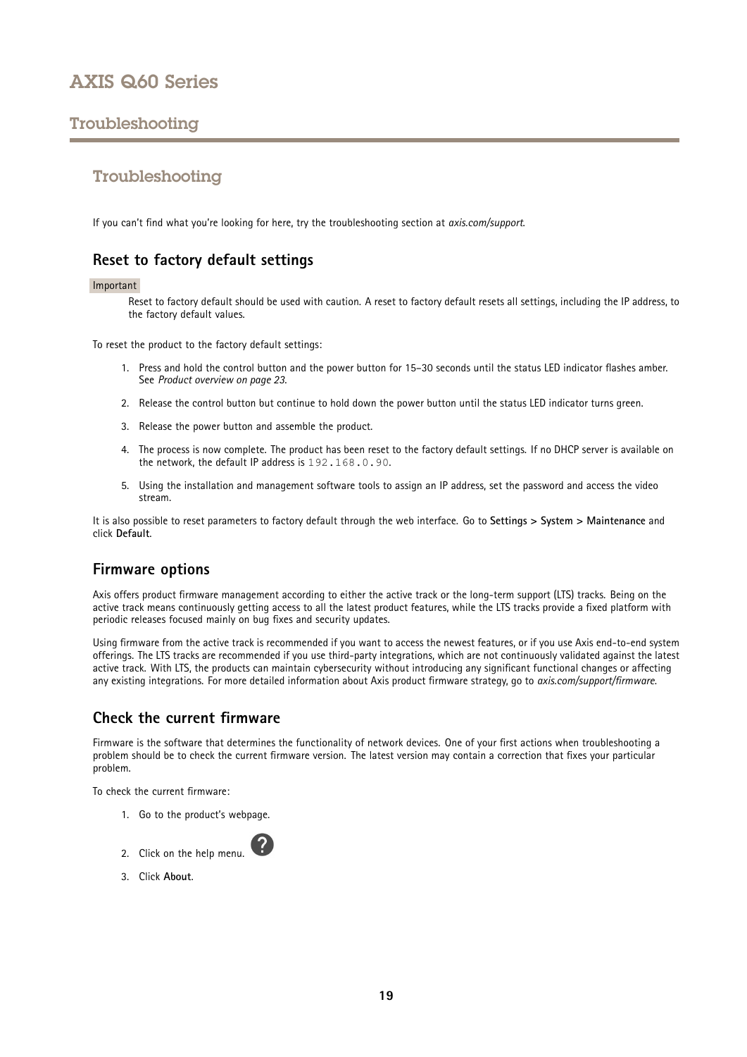# Troubleshooting

## Troubleshooting

If you can't find what you're looking for here, try the troubleshooting section at *axis.com/support*.

### Reset to factory default settings

Important

Reset to factory default should be used with caution. A reset to factory default resets all settings, including the IP address, to the factory default values.

To reset the product to the factory default settings:

1. Press and hold the control button and the power button for 15–30 seconds until the status LED indicator flashes amber. See *Product overview on page 23*.
2. Release the control button but continue to hold down the power button until the status LED indicator turns green.
3. Release the power button and assemble the product.
4. The process is now complete. The product has been reset to the factory default settings. If no DHCP server is available on the network, the default IP address is `192.168.0.90`.
5. Using the installation and management software tools to assign an IP address, set the password and access the video stream.

It is also possible to reset parameters to factory default through the web interface. Go to **Settings > System > Maintenance** and click **Default**.

### Firmware options

Axis offers product firmware management according to either the active track or the long-term support (LTS) tracks. Being on the active track means continuously getting access to all the latest product features, while the LTS tracks provide a fixed platform with periodic releases focused mainly on bug fixes and security updates.

Using firmware from the active track is recommended if you want to access the newest features, or if you use Axis end-to-end system offerings. The LTS tracks are recommended if you use third-party integrations, which are not continuously validated against the latest active track. With LTS, the products can maintain cybersecurity without introducing any significant functional changes or affecting any existing integrations. For more detailed information about Axis product firmware strategy, go to *axis.com/support/firmware*.

### Check the current firmware

Firmware is the software that determines the functionality of network devices. One of your first actions when troubleshooting a problem should be to check the current firmware version. The latest version may contain a correction that fixes your particular problem.

To check the current firmware:

1. Go to the product's webpage.
2. Click on the help menu. ?
3. Click **About**.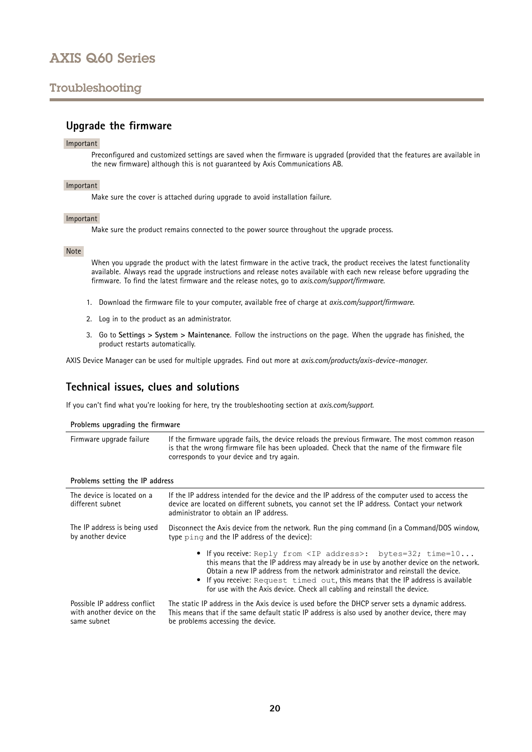## Troubleshooting

### Upgrade the firmware

Important

Preconfigured and customized settings are saved when the firmware is upgraded (provided that the features are available in the new firmware) although this is not guaranteed by Axis Communications AB.

Important

Make sure the cover is attached during upgrade to avoid installation failure.

Important

Make sure the product remains connected to the power source throughout the upgrade process.

Note

When you upgrade the product with the latest firmware in the active track, the product receives the latest functionality available. Always read the upgrade instructions and release notes available with each new release before upgrading the firmware. To find the latest firmware and the release notes, go to *axis.com/support/firmware*.

1. Download the firmware file to your computer, available free of charge at *axis.com/support/firmware*.
2. Log in to the product as an administrator.
3. Go to **Settings > System > Maintenance**. Follow the instructions on the page. When the upgrade has finished, the product restarts automatically.

AXIS Device Manager can be used for multiple upgrades. Find out more at *axis.com/products/axis-device-manager*.

### Technical issues, clues and solutions

If you can't find what you're looking for here, try the troubleshooting section at *axis.com/support*.

| **Problems upgrading the firmware** | |
|---|---|
| Firmware upgrade failure | If the firmware upgrade fails, the device reloads the previous firmware. The most common reason is that the wrong firmware file has been uploaded. Check that the name of the firmware file corresponds to your device and try again. |

| **Problems setting the IP address** | |
|---|---|
| The device is located on a different subnet | If the IP address intended for the device and the IP address of the computer used to access the device are located on different subnets, you cannot set the IP address. Contact your network administrator to obtain an IP address. |
| The IP address is being used by another device | Disconnect the Axis device from the network. Run the ping command (in a Command/DOS window, type `ping` and the IP address of the device):<br>• If you receive: `Reply from <IP address>: bytes=32; time=10...` this means that the IP address may already be in use by another device on the network. Obtain a new IP address from the network administrator and reinstall the device.<br>• If you receive: `Request timed out`, this means that the IP address is available for use with the Axis device. Check all cabling and reinstall the device. |
| Possible IP address conflict with another device on the same subnet | The static IP address in the Axis device is used before the DHCP server sets a dynamic address. This means that if the same default static IP address is also used by another device, there may be problems accessing the device. |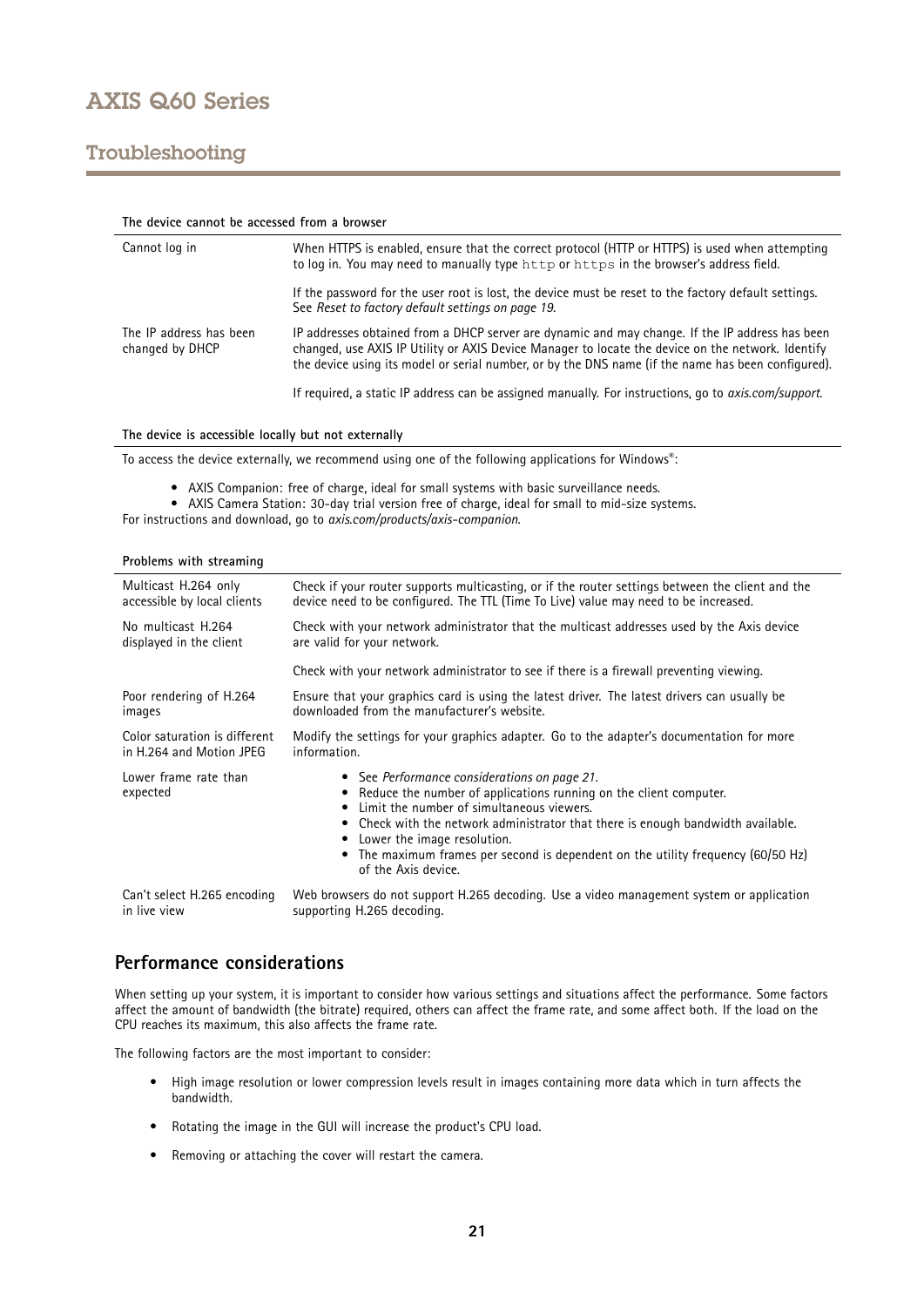## Troubleshooting

| The device cannot be accessed from a browser | |
|---|---|
| Cannot log in | When HTTPS is enabled, ensure that the correct protocol (HTTP or HTTPS) is used when attempting to log in. You may need to manually type `http` or `https` in the browser's address field. |
| | If the password for the user root is lost, the device must be reset to the factory default settings. See *Reset to factory default settings on page 19*. |
| The IP address has been changed by DHCP | IP addresses obtained from a DHCP server are dynamic and may change. If the IP address has been changed, use AXIS IP Utility or AXIS Device Manager to locate the device on the network. Identify the device using its model or serial number, or by the DNS name (if the name has been configured). |
| | If required, a static IP address can be assigned manually. For instructions, go to *axis.com/support*. |

**The device is accessible locally but not externally**

To access the device externally, we recommend using one of the following applications for Windows®:

- AXIS Companion: free of charge, ideal for small systems with basic surveillance needs.
- AXIS Camera Station: 30-day trial version free of charge, ideal for small to mid-size systems.

For instructions and download, go to *axis.com/products/axis-companion*.

| Problems with streaming | |
|---|---|
| Multicast H.264 only accessible by local clients | Check if your router supports multicasting, or if the router settings between the client and the device need to be configured. The TTL (Time To Live) value may need to be increased. |
| No multicast H.264 displayed in the client | Check with your network administrator that the multicast addresses used by the Axis device are valid for your network. |
| | Check with your network administrator to see if there is a firewall preventing viewing. |
| Poor rendering of H.264 images | Ensure that your graphics card is using the latest driver. The latest drivers can usually be downloaded from the manufacturer's website. |
| Color saturation is different in H.264 and Motion JPEG | Modify the settings for your graphics adapter. Go to the adapter's documentation for more information. |
| Lower frame rate than expected | • See *Performance considerations on page 21*.<br>• Reduce the number of applications running on the client computer.<br>• Limit the number of simultaneous viewers.<br>• Check with the network administrator that there is enough bandwidth available.<br>• Lower the image resolution.<br>• The maximum frames per second is dependent on the utility frequency (60/50 Hz) of the Axis device. |
| Can't select H.265 encoding in live view | Web browsers do not support H.265 decoding. Use a video management system or application supporting H.265 decoding. |

## Performance considerations

When setting up your system, it is important to consider how various settings and situations affect the performance. Some factors affect the amount of bandwidth (the bitrate) required, others can affect the frame rate, and some affect both. If the load on the CPU reaches its maximum, this also affects the frame rate.

The following factors are the most important to consider:

- High image resolution or lower compression levels result in images containing more data which in turn affects the bandwidth.
- Rotating the image in the GUI will increase the product's CPU load.
- Removing or attaching the cover will restart the camera.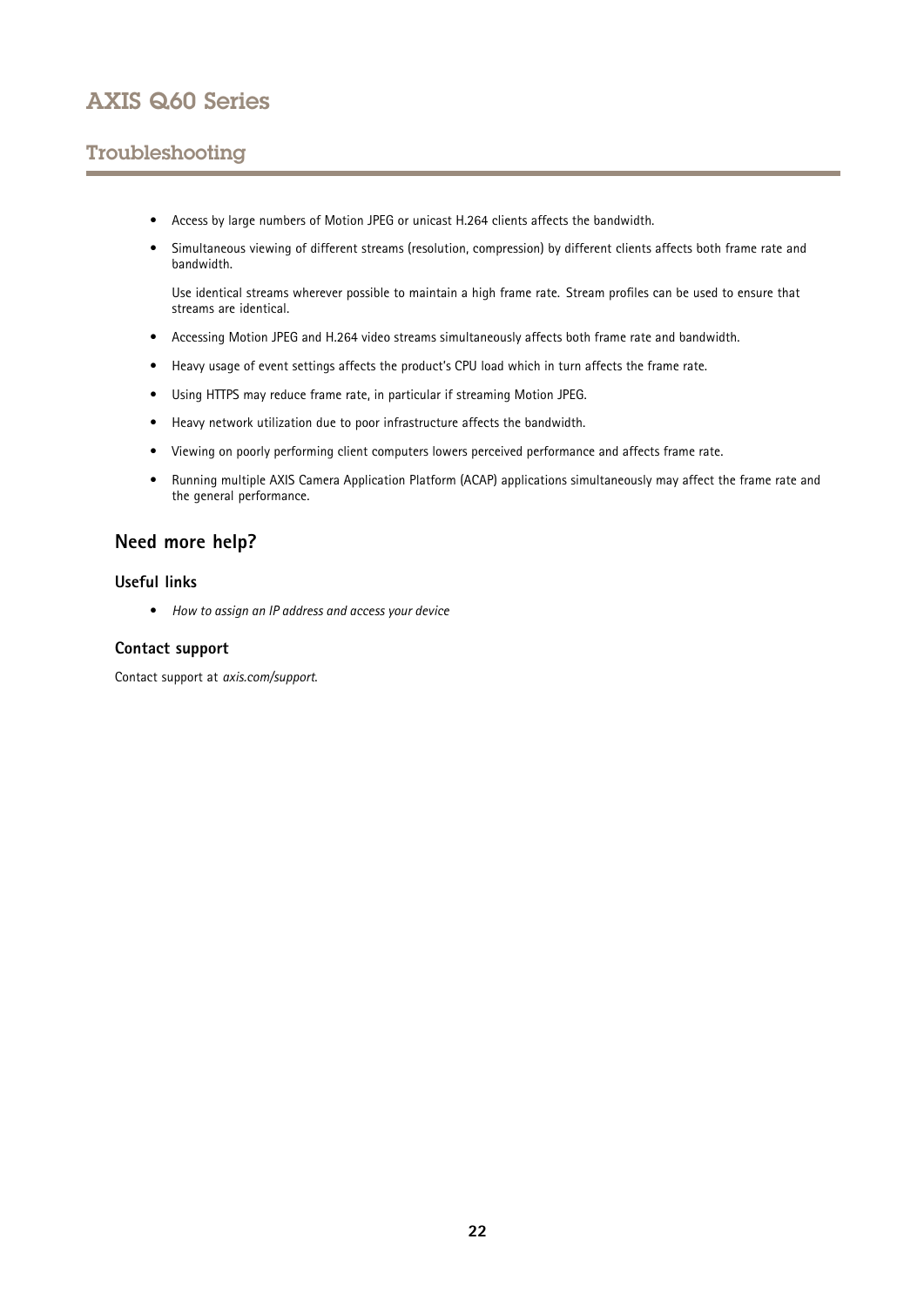- Access by large numbers of Motion JPEG or unicast H.264 clients affects the bandwidth.
- Simultaneous viewing of different streams (resolution, compression) by different clients affects both frame rate and bandwidth.

  Use identical streams wherever possible to maintain a high frame rate. Stream profiles can be used to ensure that streams are identical.
- Accessing Motion JPEG and H.264 video streams simultaneously affects both frame rate and bandwidth.
- Heavy usage of event settings affects the product's CPU load which in turn affects the frame rate.
- Using HTTPS may reduce frame rate, in particular if streaming Motion JPEG.
- Heavy network utilization due to poor infrastructure affects the bandwidth.
- Viewing on poorly performing client computers lowers perceived performance and affects frame rate.
- Running multiple AXIS Camera Application Platform (ACAP) applications simultaneously may affect the frame rate and the general performance.

## Need more help?

### Useful links

- *How to assign an IP address and access your device*

### Contact support

Contact support at *axis.com/support*.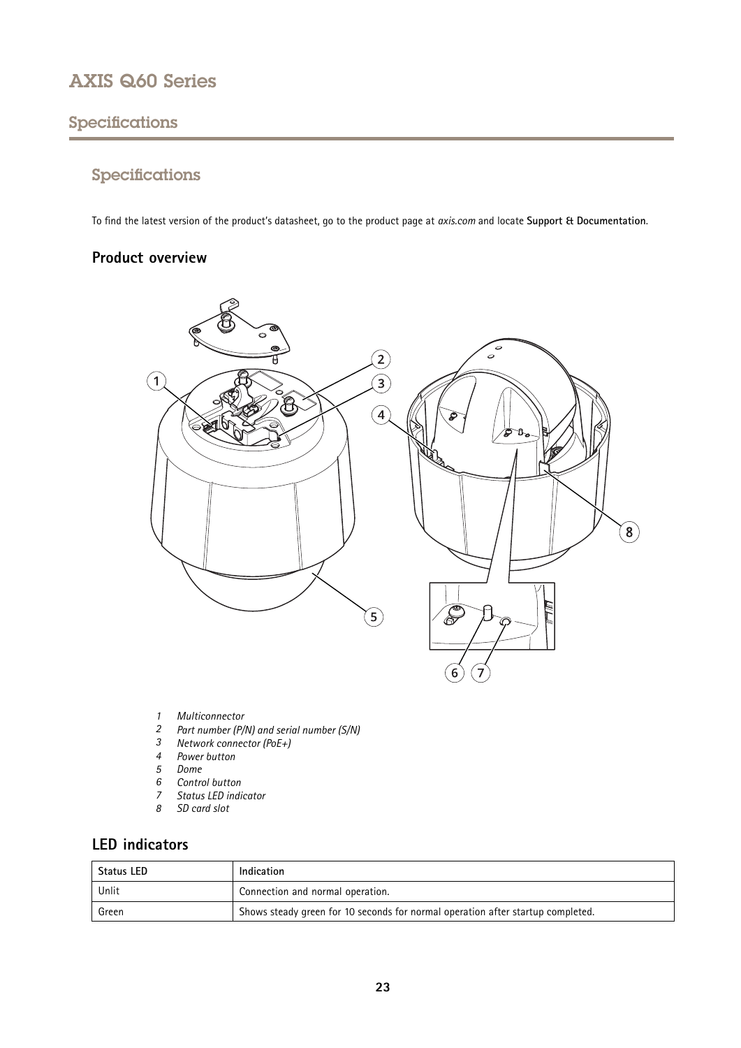# Specifications

## Specifications

To find the latest version of the product's datasheet, go to the product page at *axis.com* and locate **Support & Documentation**.

### Product overview

1. *Multiconnector*
2. *Part number (P/N) and serial number (S/N)*
3. *Network connector (PoE+)*
4. *Power button*
5. *Dome*
6. *Control button*
7. *Status LED indicator*
8. *SD card slot*

### LED indicators

| Status LED | Indication |
| --- | --- |
| Unlit | Connection and normal operation. |
| Green | Shows steady green for 10 seconds for normal operation after startup completed. |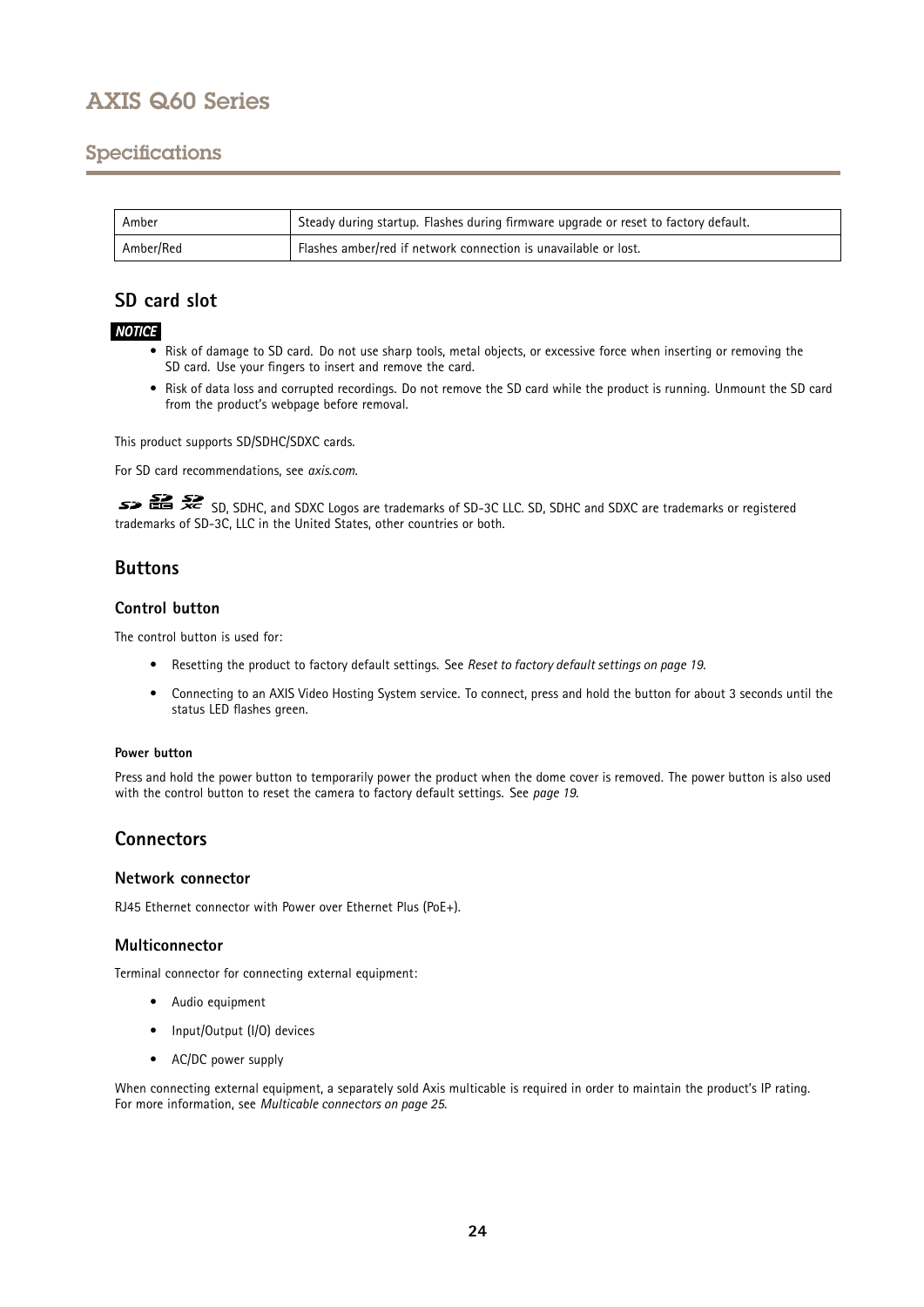| Amber | Steady during startup. Flashes during firmware upgrade or reset to factory default. |
| --- | --- |
| Amber/Red | Flashes amber/red if network connection is unavailable or lost. |

## SD card slot

*NOTICE*

- Risk of damage to SD card. Do not use sharp tools, metal objects, or excessive force when inserting or removing the SD card. Use your fingers to insert and remove the card.
- Risk of data loss and corrupted recordings. Do not remove the SD card while the product is running. Unmount the SD card from the product's webpage before removal.

This product supports SD/SDHC/SDXC cards.

For SD card recommendations, see *axis.com*.

SD, SDHC, and SDXC Logos are trademarks of SD-3C LLC. SD, SDHC and SDXC are trademarks or registered trademarks of SD-3C, LLC in the United States, other countries or both.

## Buttons

### Control button

The control button is used for:

- Resetting the product to factory default settings. See *Reset to factory default settings on page 19*.
- Connecting to an AXIS Video Hosting System service. To connect, press and hold the button for about 3 seconds until the status LED flashes green.

#### Power button

Press and hold the power button to temporarily power the product when the dome cover is removed. The power button is also used with the control button to reset the camera to factory default settings. See *page 19*.

## Connectors

### Network connector

RJ45 Ethernet connector with Power over Ethernet Plus (PoE+).

### Multiconnector

Terminal connector for connecting external equipment:

- Audio equipment
- Input/Output (I/O) devices
- AC/DC power supply

When connecting external equipment, a separately sold Axis multicable is required in order to maintain the product's IP rating. For more information, see *Multicable connectors on page 25*.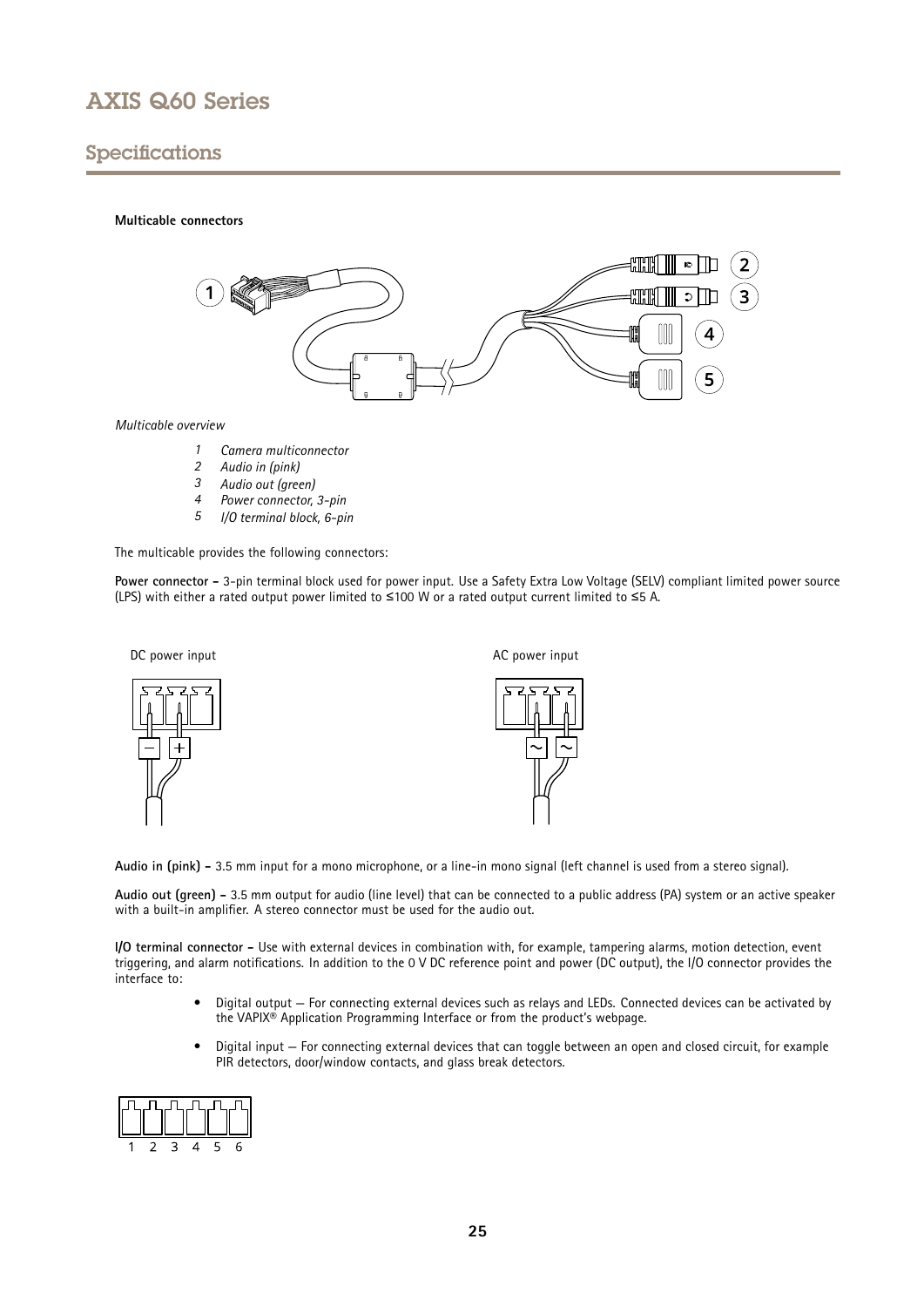## Specifications

**Multicable connectors**

*Multicable overview*

1. *Camera multiconnector*
2. *Audio in (pink)*
3. *Audio out (green)*
4. *Power connector, 3-pin*
5. *I/O terminal block, 6-pin*

The multicable provides the following connectors:

**Power connector –** 3-pin terminal block used for power input. Use a Safety Extra Low Voltage (SELV) compliant limited power source (LPS) with either a rated output power limited to ≤100 W or a rated output current limited to ≤5 A.

DC power input

AC power input

**Audio in (pink) –** 3.5 mm input for a mono microphone, or a line-in mono signal (left channel is used from a stereo signal).

**Audio out (green) –** 3.5 mm output for audio (line level) that can be connected to a public address (PA) system or an active speaker with a built-in amplifier. A stereo connector must be used for the audio out.

**I/O terminal connector –** Use with external devices in combination with, for example, tampering alarms, motion detection, event triggering, and alarm notifications. In addition to the 0 V DC reference point and power (DC output), the I/O connector provides the interface to:

- Digital output — For connecting external devices such as relays and LEDs. Connected devices can be activated by the VAPIX® Application Programming Interface or from the product's webpage.
- Digital input — For connecting external devices that can toggle between an open and closed circuit, for example PIR detectors, door/window contacts, and glass break detectors.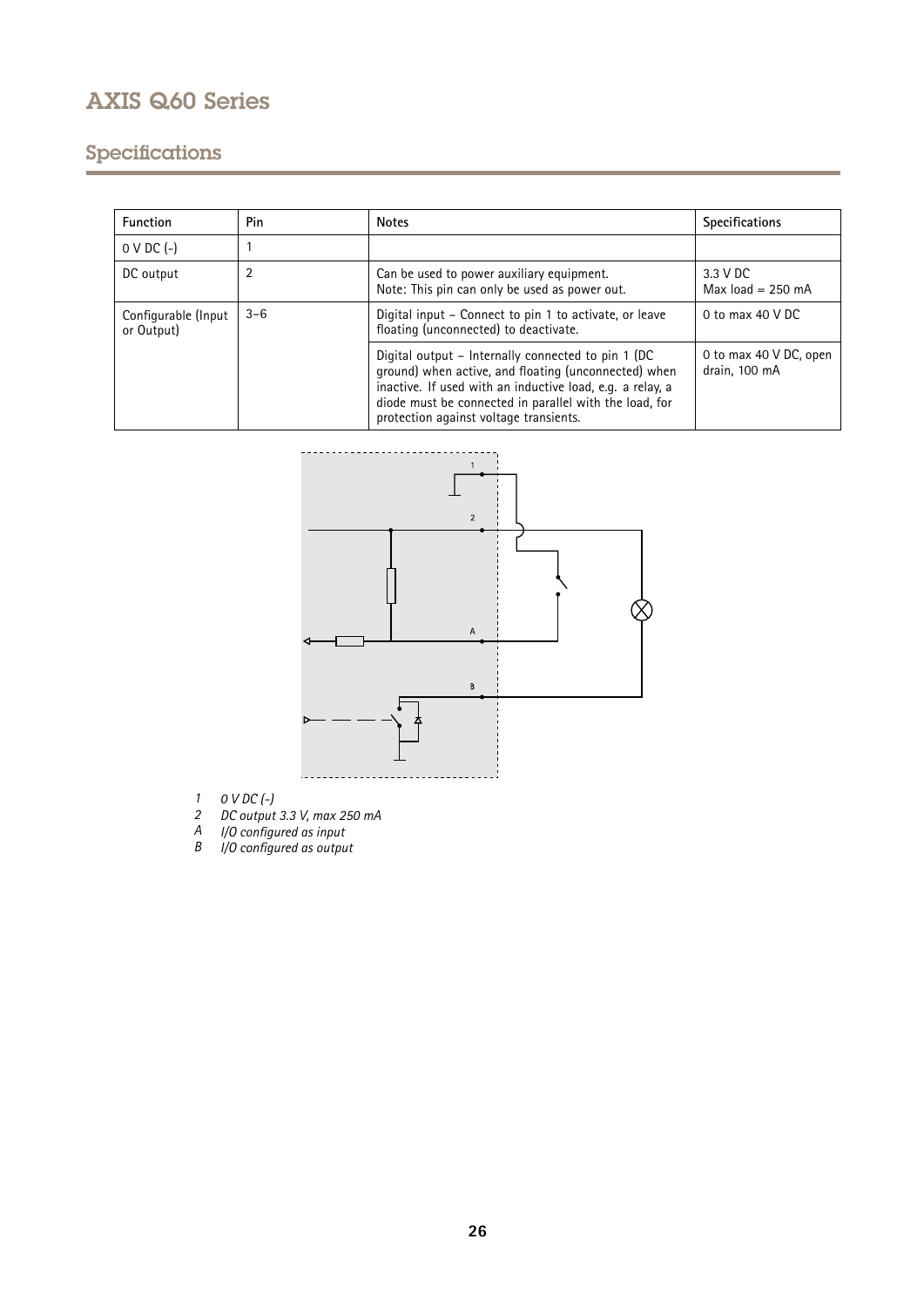## Specifications

| Function | Pin | Notes | Specifications |
|---|---|---|---|
| 0 V DC (-) | 1 | | |
| DC output | 2 | Can be used to power auxiliary equipment.<br>Note: This pin can only be used as power out. | 3.3 V DC<br>Max load = 250 mA |
| Configurable (Input or Output) | 3–6 | Digital input – Connect to pin 1 to activate, or leave floating (unconnected) to deactivate. | 0 to max 40 V DC |
| | | Digital output – Internally connected to pin 1 (DC ground) when active, and floating (unconnected) when inactive. If used with an inductive load, e.g. a relay, a diode must be connected in parallel with the load, for protection against voltage transients. | 0 to max 40 V DC, open drain, 100 mA |

*1 0 V DC (-)*
*2 DC output 3.3 V, max 250 mA*
*A I/O configured as input*
*B I/O configured as output*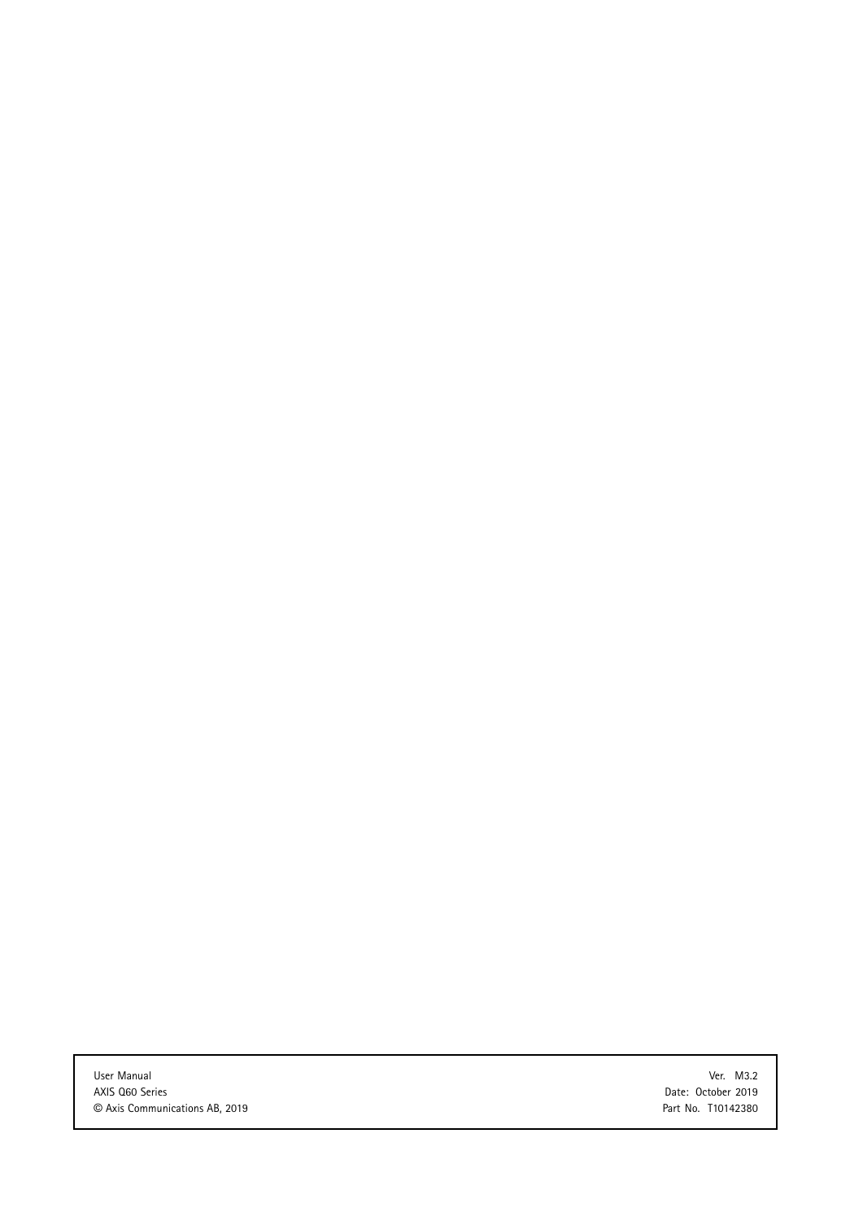| | |
|---|---|
| User Manual | Ver. M3.2 |
| AXIS Q60 Series | Date: October 2019 |
| © Axis Communications AB, 2019 | Part No. T10142380 |